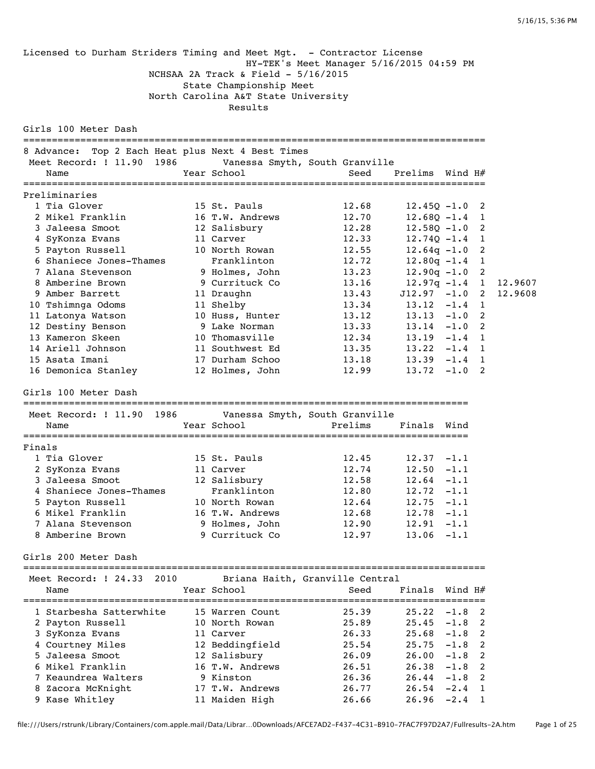Licensed to Durham Striders Timing and Meet Mgt. - Contractor License

HY-TEK's Meet Manager 5/16/2015 04:59 PM

NCHSAA 2A Track & Field - 5/16/2015

State Championship Meet

North Carolina A&T State University

Results

## Girls 100 Meter Dash

8 Advance: Top 2 Each Heat plus Next 4 Best Times

Meet Record: ! 11.90 1986 Vanessa Smyth, South Granville

### Preliminaries

| Place | Name | Year | School | Seed | Prelims | Wind | H# | |
|---|---|---|---|---|---|---|---|---|
| 1 | Tia Glover | 15 | St. Pauls | 12.68 | 12.45Q | -1.0 | 2 | |
| 2 | Mikel Franklin | 16 | T.W. Andrews | 12.70 | 12.68Q | -1.4 | 1 | |
| 3 | Jaleesa Smoot | 12 | Salisbury | 12.28 | 12.58Q | -1.0 | 2 | |
| 4 | SyKonza Evans | 11 | Carver | 12.33 | 12.74Q | -1.4 | 1 | |
| 5 | Payton Russell | 10 | North Rowan | 12.55 | 12.64q | -1.0 | 2 | |
| 6 | Shaniece Jones-Thames | | Franklinton | 12.72 | 12.80q | -1.4 | 1 | |
| 7 | Alana Stevenson | 9 | Holmes, John | 13.23 | 12.90q | -1.0 | 2 | |
| 8 | Amberine Brown | 9 | Currituck Co | 13.16 | 12.97q | -1.4 | 1 | 12.9607 |
| 9 | Amber Barrett | 11 | Draughn | 13.43 | J12.97 | -1.0 | 2 | 12.9608 |
| 10 | Tshimnga Odoms | 11 | Shelby | 13.34 | 13.12 | -1.4 | 1 | |
| 11 | Latonya Watson | 10 | Huss, Hunter | 13.12 | 13.13 | -1.0 | 2 | |
| 12 | Destiny Benson | 9 | Lake Norman | 13.33 | 13.14 | -1.0 | 2 | |
| 13 | Kameron Skeen | 10 | Thomasville | 12.34 | 13.19 | -1.4 | 1 | |
| 14 | Ariell Johnson | 11 | Southwest Ed | 13.35 | 13.22 | -1.4 | 1 | |
| 15 | Asata Imani | 17 | Durham Schoo | 13.18 | 13.39 | -1.4 | 1 | |
| 16 | Demonica Stanley | 12 | Holmes, John | 12.99 | 13.72 | -1.0 | 2 | |

## Girls 100 Meter Dash

Meet Record: ! 11.90 1986 Vanessa Smyth, South Granville

### Finals

| Place | Name | Year | School | Prelims | Finals | Wind |
|---|---|---|---|---|---|---|
| 1 | Tia Glover | 15 | St. Pauls | 12.45 | 12.37 | -1.1 |
| 2 | SyKonza Evans | 11 | Carver | 12.74 | 12.50 | -1.1 |
| 3 | Jaleesa Smoot | 12 | Salisbury | 12.58 | 12.64 | -1.1 |
| 4 | Shaniece Jones-Thames | | Franklinton | 12.80 | 12.72 | -1.1 |
| 5 | Payton Russell | 10 | North Rowan | 12.64 | 12.75 | -1.1 |
| 6 | Mikel Franklin | 16 | T.W. Andrews | 12.68 | 12.78 | -1.1 |
| 7 | Alana Stevenson | 9 | Holmes, John | 12.90 | 12.91 | -1.1 |
| 8 | Amberine Brown | 9 | Currituck Co | 12.97 | 13.06 | -1.1 |

## Girls 200 Meter Dash

Meet Record: ! 24.33 2010 Briana Haith, Granville Central

| Place | Name | Year | School | Seed | Finals | Wind | H# |
|---|---|---|---|---|---|---|---|
| 1 | Starbesha Satterwhite | 15 | Warren Count | 25.39 | 25.22 | -1.8 | 2 |
| 2 | Payton Russell | 10 | North Rowan | 25.89 | 25.45 | -1.8 | 2 |
| 3 | SyKonza Evans | 11 | Carver | 26.33 | 25.68 | -1.8 | 2 |
| 4 | Courtney Miles | 12 | Beddingfield | 25.54 | 25.75 | -1.8 | 2 |
| 5 | Jaleesa Smoot | 12 | Salisbury | 26.09 | 26.00 | -1.8 | 2 |
| 6 | Mikel Franklin | 16 | T.W. Andrews | 26.51 | 26.38 | -1.8 | 2 |
| 7 | Keaundrea Walters | 9 | Kinston | 26.36 | 26.44 | -1.8 | 2 |
| 8 | Zacora McKnight | 17 | T.W. Andrews | 26.77 | 26.54 | -2.4 | 1 |
| 9 | Kase Whitley | 11 | Maiden High | 26.66 | 26.96 | -2.4 | 1 |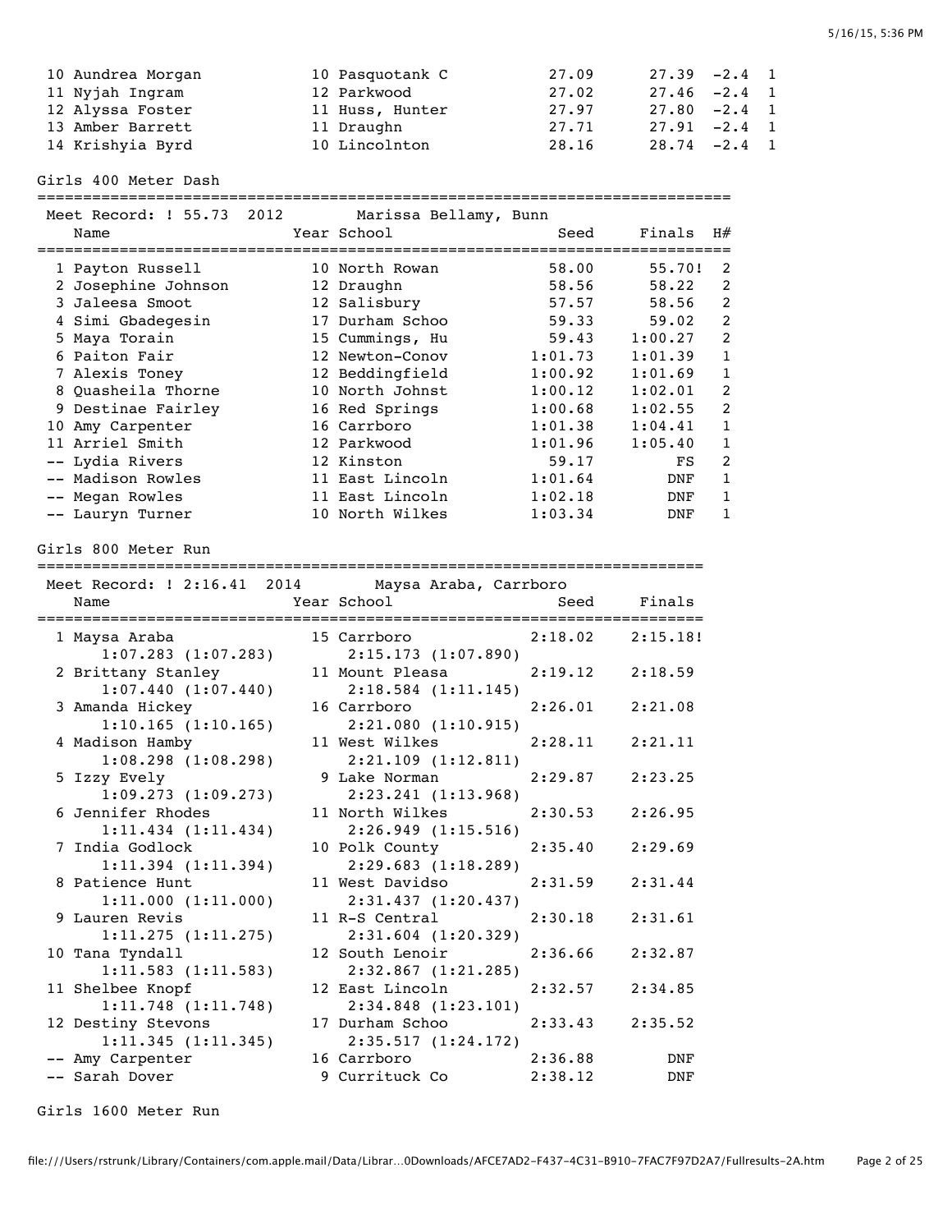| Place | Name | Year | School | Seed | Finals | Wind | H# |
|---|---|---|---|---|---|---|---|
| 10 | Aundrea Morgan | 10 | Pasquotank C | 27.09 | 27.39 | -2.4 | 1 |
| 11 | Nyjah Ingram | 12 | Parkwood | 27.02 | 27.46 | -2.4 | 1 |
| 12 | Alyssa Foster | 11 | Huss, Hunter | 27.97 | 27.80 | -2.4 | 1 |
| 13 | Amber Barrett | 11 | Draughn | 27.71 | 27.91 | -2.4 | 1 |
| 14 | Krishyia Byrd | 10 | Lincolnton | 28.16 | 28.74 | -2.4 | 1 |

## Girls 400 Meter Dash

Meet Record: ! 55.73 2012 Marissa Bellamy, Bunn

| Place | Name | Year | School | Seed | Finals | H# |
|---|---|---|---|---|---|---|
| 1 | Payton Russell | 10 | North Rowan | 58.00 | 55.70! | 2 |
| 2 | Josephine Johnson | 12 | Draughn | 58.56 | 58.22 | 2 |
| 3 | Jaleesa Smoot | 12 | Salisbury | 57.57 | 58.56 | 2 |
| 4 | Simi Gbadegesin | 17 | Durham Schoo | 59.33 | 59.02 | 2 |
| 5 | Maya Torain | 15 | Cummings, Hu | 59.43 | 1:00.27 | 2 |
| 6 | Paiton Fair | 12 | Newton-Conov | 1:01.73 | 1:01.39 | 1 |
| 7 | Alexis Toney | 12 | Beddingfield | 1:00.92 | 1:01.69 | 1 |
| 8 | Quasheila Thorne | 10 | North Johnst | 1:00.12 | 1:02.01 | 2 |
| 9 | Destinae Fairley | 16 | Red Springs | 1:00.68 | 1:02.55 | 2 |
| 10 | Amy Carpenter | 16 | Carrboro | 1:01.38 | 1:04.41 | 1 |
| 11 | Arriel Smith | 12 | Parkwood | 1:01.96 | 1:05.40 | 1 |
| -- | Lydia Rivers | 12 | Kinston | 59.17 | FS | 2 |
| -- | Madison Rowles | 11 | East Lincoln | 1:01.64 | DNF | 1 |
| -- | Megan Rowles | 11 | East Lincoln | 1:02.18 | DNF | 1 |
| -- | Lauryn Turner | 10 | North Wilkes | 1:03.34 | DNF | 1 |

## Girls 800 Meter Run

Meet Record: ! 2:16.41 2014 Maysa Araba, Carrboro

| Place | Name | Year | School | Seed | Finals | Splits |
|---|---|---|---|---|---|---|
| 1 | Maysa Araba | 15 | Carrboro | 2:18.02 | 2:15.18! | 1:07.283 (1:07.283) 2:15.173 (1:07.890) |
| 2 | Brittany Stanley | 11 | Mount Pleasa | 2:19.12 | 2:18.59 | 1:07.440 (1:07.440) 2:18.584 (1:11.145) |
| 3 | Amanda Hickey | 16 | Carrboro | 2:26.01 | 2:21.08 | 1:10.165 (1:10.165) 2:21.080 (1:10.915) |
| 4 | Madison Hamby | 11 | West Wilkes | 2:28.11 | 2:21.11 | 1:08.298 (1:08.298) 2:21.109 (1:12.811) |
| 5 | Izzy Evely | 9 | Lake Norman | 2:29.87 | 2:23.25 | 1:09.273 (1:09.273) 2:23.241 (1:13.968) |
| 6 | Jennifer Rhodes | 11 | North Wilkes | 2:30.53 | 2:26.95 | 1:11.434 (1:11.434) 2:26.949 (1:15.516) |
| 7 | India Godlock | 10 | Polk County | 2:35.40 | 2:29.69 | 1:11.394 (1:11.394) 2:29.683 (1:18.289) |
| 8 | Patience Hunt | 11 | West Davidso | 2:31.59 | 2:31.44 | 1:11.000 (1:11.000) 2:31.437 (1:20.437) |
| 9 | Lauren Revis | 11 | R-S Central | 2:30.18 | 2:31.61 | 1:11.275 (1:11.275) 2:31.604 (1:20.329) |
| 10 | Tana Tyndall | 12 | South Lenoir | 2:36.66 | 2:32.87 | 1:11.583 (1:11.583) 2:32.867 (1:21.285) |
| 11 | Shelbee Knopf | 12 | East Lincoln | 2:32.57 | 2:34.85 | 1:11.748 (1:11.748) 2:34.848 (1:23.101) |
| 12 | Destiny Stevons | 17 | Durham Schoo | 2:33.43 | 2:35.52 | 1:11.345 (1:11.345) 2:35.517 (1:24.172) |
| -- | Amy Carpenter | 16 | Carrboro | 2:36.88 | DNF | |
| -- | Sarah Dover | 9 | Currituck Co | 2:38.12 | DNF | |

## Girls 1600 Meter Run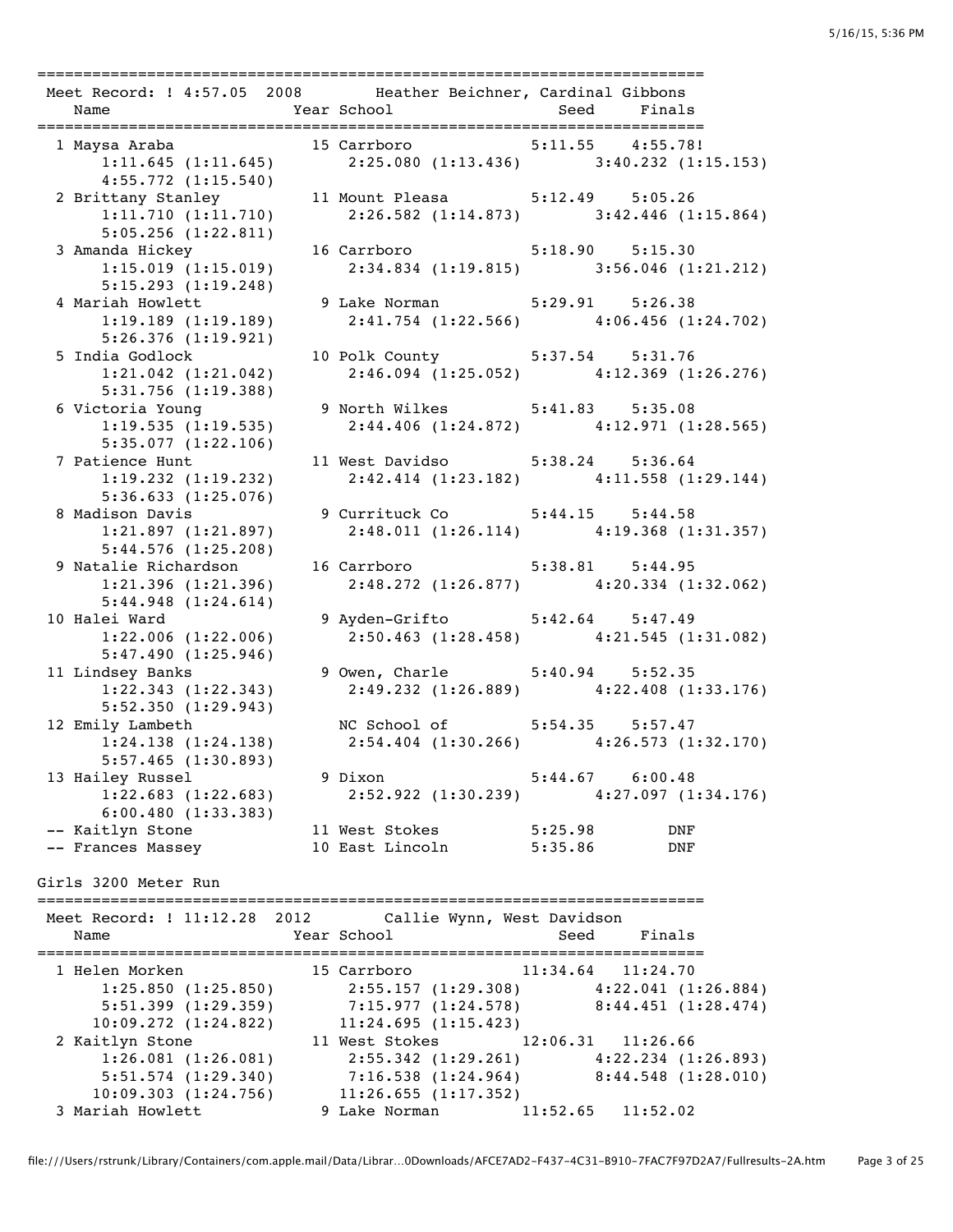Meet Record: ! 4:57.05 2008 Heather Beichner, Cardinal Gibbons

| | Name | Year | School | Seed | Finals |
|---|---|---|---|---|---|
| 1 | Maysa Araba | 15 | Carrboro | 5:11.55 | 4:55.78! |
| | 1:11.645 (1:11.645) | | 2:25.080 (1:13.436) | 3:40.232 (1:15.153) | 4:55.772 (1:15.540) |
| 2 | Brittany Stanley | 11 | Mount Pleasa | 5:12.49 | 5:05.26 |
| | 1:11.710 (1:11.710) | | 2:26.582 (1:14.873) | 3:42.446 (1:15.864) | 5:05.256 (1:22.811) |
| 3 | Amanda Hickey | 16 | Carrboro | 5:18.90 | 5:15.30 |
| | 1:15.019 (1:15.019) | | 2:34.834 (1:19.815) | 3:56.046 (1:21.212) | 5:15.293 (1:19.248) |
| 4 | Mariah Howlett | 9 | Lake Norman | 5:29.91 | 5:26.38 |
| | 1:19.189 (1:19.189) | | 2:41.754 (1:22.566) | 4:06.456 (1:24.702) | 5:26.376 (1:19.921) |
| 5 | India Godlock | 10 | Polk County | 5:37.54 | 5:31.76 |
| | 1:21.042 (1:21.042) | | 2:46.094 (1:25.052) | 4:12.369 (1:26.276) | 5:31.756 (1:19.388) |
| 6 | Victoria Young | 9 | North Wilkes | 5:41.83 | 5:35.08 |
| | 1:19.535 (1:19.535) | | 2:44.406 (1:24.872) | 4:12.971 (1:28.565) | 5:35.077 (1:22.106) |
| 7 | Patience Hunt | 11 | West Davidso | 5:38.24 | 5:36.64 |
| | 1:19.232 (1:19.232) | | 2:42.414 (1:23.182) | 4:11.558 (1:29.144) | 5:36.633 (1:25.076) |
| 8 | Madison Davis | 9 | Currituck Co | 5:44.15 | 5:44.58 |
| | 1:21.897 (1:21.897) | | 2:48.011 (1:26.114) | 4:19.368 (1:31.357) | 5:44.576 (1:25.208) |
| 9 | Natalie Richardson | 16 | Carrboro | 5:38.81 | 5:44.95 |
| | 1:21.396 (1:21.396) | | 2:48.272 (1:26.877) | 4:20.334 (1:32.062) | 5:44.948 (1:24.614) |
| 10 | Halei Ward | 9 | Ayden-Grifto | 5:42.64 | 5:47.49 |
| | 1:22.006 (1:22.006) | | 2:50.463 (1:28.458) | 4:21.545 (1:31.082) | 5:47.490 (1:25.946) |
| 11 | Lindsey Banks | 9 | Owen, Charle | 5:40.94 | 5:52.35 |
| | 1:22.343 (1:22.343) | | 2:49.232 (1:26.889) | 4:22.408 (1:33.176) | 5:52.350 (1:29.943) |
| 12 | Emily Lambeth | | NC School of | 5:54.35 | 5:57.47 |
| | 1:24.138 (1:24.138) | | 2:54.404 (1:30.266) | 4:26.573 (1:32.170) | 5:57.465 (1:30.893) |
| 13 | Hailey Russel | 9 | Dixon | 5:44.67 | 6:00.48 |
| | 1:22.683 (1:22.683) | | 2:52.922 (1:30.239) | 4:27.097 (1:34.176) | 6:00.480 (1:33.383) |
| -- | Kaitlyn Stone | 11 | West Stokes | 5:25.98 | DNF |
| -- | Frances Massey | 10 | East Lincoln | 5:35.86 | DNF |

## Girls 3200 Meter Run

Meet Record: ! 11:12.28 2012 Callie Wynn, West Davidson

| | Name | Year | School | Seed | Finals |
|---|---|---|---|---|---|
| 1 | Helen Morken | 15 | Carrboro | 11:34.64 | 11:24.70 |
| | 1:25.850 (1:25.850) | | 2:55.157 (1:29.308) | 4:22.041 (1:26.884) | |
| | 5:51.399 (1:29.359) | | 7:15.977 (1:24.578) | 8:44.451 (1:28.474) | |
| | 10:09.272 (1:24.822) | | 11:24.695 (1:15.423) | | |
| 2 | Kaitlyn Stone | 11 | West Stokes | 12:06.31 | 11:26.66 |
| | 1:26.081 (1:26.081) | | 2:55.342 (1:29.261) | 4:22.234 (1:26.893) | |
| | 5:51.574 (1:29.340) | | 7:16.538 (1:24.964) | 8:44.548 (1:28.010) | |
| | 10:09.303 (1:24.756) | | 11:26.655 (1:17.352) | | |
| 3 | Mariah Howlett | 9 | Lake Norman | 11:52.65 | 11:52.02 |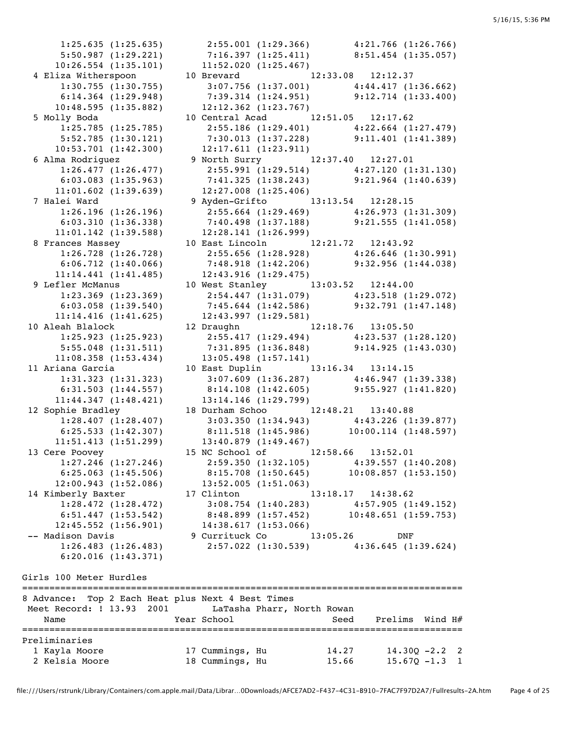```
      1:25.635 (1:25.635)       2:55.001 (1:29.366)       4:21.766 (1:26.766)
      5:50.987 (1:29.221)       7:16.397 (1:25.411)       8:51.454 (1:35.057)
     10:26.554 (1:35.101)      11:52.020 (1:25.467)
  4 Eliza Witherspoon         10 Brevard             12:33.08   12:12.37
      1:30.755 (1:30.755)       3:07.756 (1:37.001)       4:44.417 (1:36.662)
      6:14.364 (1:29.948)       7:39.314 (1:24.951)       9:12.714 (1:33.400)
     10:48.595 (1:35.882)      12:12.362 (1:23.767)
  5 Molly Boda                10 Central Acad        12:51.05   12:17.62
      1:25.785 (1:25.785)       2:55.186 (1:29.401)       4:22.664 (1:27.479)
      5:52.785 (1:30.121)       7:30.013 (1:37.228)       9:11.401 (1:41.389)
     10:53.701 (1:42.300)      12:17.611 (1:23.911)
  6 Alma Rodriguez             9 North Surry         12:37.40   12:27.01
      1:26.477 (1:26.477)       2:55.991 (1:29.514)       4:27.120 (1:31.130)
      6:03.083 (1:35.963)       7:41.325 (1:38.243)       9:21.964 (1:40.639)
     11:01.602 (1:39.639)      12:27.008 (1:25.406)
  7 Halei Ward                 9 Ayden-Grifto        13:13.54   12:28.15
      1:26.196 (1:26.196)       2:55.664 (1:29.469)       4:26.973 (1:31.309)
      6:03.310 (1:36.338)       7:40.498 (1:37.188)       9:21.555 (1:41.058)
     11:01.142 (1:39.588)      12:28.141 (1:26.999)
  8 Frances Massey            10 East Lincoln        12:21.72   12:43.92
      1:26.728 (1:26.728)       2:55.656 (1:28.928)       4:26.646 (1:30.991)
      6:06.712 (1:40.066)       7:48.918 (1:42.206)       9:32.956 (1:44.038)
     11:14.441 (1:41.485)      12:43.916 (1:29.475)
  9 Lefler McManus            10 West Stanley        13:03.52   12:44.00
      1:23.369 (1:23.369)       2:54.447 (1:31.079)       4:23.518 (1:29.072)
      6:03.058 (1:39.540)       7:45.644 (1:42.586)       9:32.791 (1:47.148)
     11:14.416 (1:41.625)      12:43.997 (1:29.581)
 10 Aleah Blalock             12 Draughn             12:18.76   13:05.50
      1:25.923 (1:25.923)       2:55.417 (1:29.494)       4:23.537 (1:28.120)
      5:55.048 (1:31.511)       7:31.895 (1:36.848)       9:14.925 (1:43.030)
     11:08.358 (1:53.434)      13:05.498 (1:57.141)
 11 Ariana Garcia             10 East Duplin         13:16.34   13:14.15
      1:31.323 (1:31.323)       3:07.609 (1:36.287)       4:46.947 (1:39.338)
      6:31.503 (1:44.557)       8:14.108 (1:42.605)       9:55.927 (1:41.820)
     11:44.347 (1:48.421)      13:14.146 (1:29.799)
 12 Sophie Bradley            18 Durham Schoo        12:48.21   13:40.88
      1:28.407 (1:28.407)       3:03.350 (1:34.943)       4:43.226 (1:39.877)
      6:25.533 (1:42.307)       8:11.518 (1:45.986)      10:00.114 (1:48.597)
     11:51.413 (1:51.299)      13:40.879 (1:49.467)
 13 Cere Poovey               15 NC School of        12:58.66   13:52.01
      1:27.246 (1:27.246)       2:59.350 (1:32.105)       4:39.557 (1:40.208)
      6:25.063 (1:45.506)       8:15.708 (1:50.645)      10:08.857 (1:53.150)
     12:00.943 (1:52.086)      13:52.005 (1:51.063)
 14 Kimberly Baxter           17 Clinton             13:18.17   14:38.62
      1:28.472 (1:28.472)       3:08.754 (1:40.283)       4:57.905 (1:49.152)
      6:51.447 (1:53.542)       8:48.899 (1:57.452)      10:48.651 (1:59.753)
     12:45.552 (1:56.901)      14:38.617 (1:53.066)
 -- Madison Davis              9 Currituck Co        13:05.26        DNF
      1:26.483 (1:26.483)       2:57.022 (1:30.539)       4:36.645 (1:39.624)
      6:20.016 (1:43.371)
```

Girls 100 Meter Hurdles

```
================================================================================
8 Advance:  Top 2 Each Heat plus Next 4 Best Times
 Meet Record: ! 13.93  2001        LaTasha Pharr, North Rowan
    Name                    Year School                Seed    Prelims  Wind H#
================================================================================
Preliminaries
  1 Kayla Moore             17 Cummings, Hu           14.27      14.30Q -2.2  2
  2 Kelsia Moore            18 Cummings, Hu           15.66      15.67Q -1.3  1
```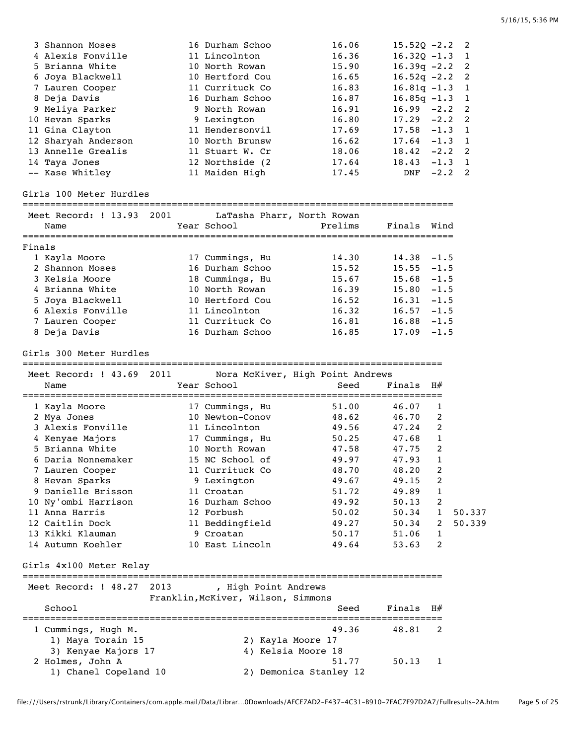| Place | Name | Year | School | Prelims | Finals | Wind | H# |
|---|---|---|---|---|---|---|---|
| 3 | Shannon Moses | 16 | Durham Schoo | 16.06 | 15.52Q | -2.2 | 2 |
| 4 | Alexis Fonville | 11 | Lincolnton | 16.36 | 16.32Q | -1.3 | 1 |
| 5 | Brianna White | 10 | North Rowan | 15.90 | 16.39q | -2.2 | 2 |
| 6 | Joya Blackwell | 10 | Hertford Cou | 16.65 | 16.52q | -2.2 | 2 |
| 7 | Lauren Cooper | 11 | Currituck Co | 16.83 | 16.81q | -1.3 | 1 |
| 8 | Deja Davis | 16 | Durham Schoo | 16.87 | 16.85q | -1.3 | 1 |
| 9 | Meliya Parker | 9 | North Rowan | 16.91 | 16.99 | -2.2 | 2 |
| 10 | Hevan Sparks | 9 | Lexington | 16.80 | 17.29 | -2.2 | 2 |
| 11 | Gina Clayton | 11 | Hendersonvil | 17.69 | 17.58 | -1.3 | 1 |
| 12 | Sharyah Anderson | 10 | North Brunsw | 16.62 | 17.64 | -1.3 | 1 |
| 13 | Annelle Grealis | 11 | Stuart W. Cr | 18.06 | 18.42 | -2.2 | 2 |
| 14 | Taya Jones | 12 | Northside (2 | 17.64 | 18.43 | -1.3 | 1 |
| -- | Kase Whitley | 11 | Maiden High | 17.45 | DNF | -2.2 | 2 |

## Girls 100 Meter Hurdles

Meet Record: ! 13.93 2001 LaTasha Pharr, North Rowan

**Finals**

| Place | Name | Year | School | Prelims | Finals | Wind |
|---|---|---|---|---|---|---|
| 1 | Kayla Moore | 17 | Cummings, Hu | 14.30 | 14.38 | -1.5 |
| 2 | Shannon Moses | 16 | Durham Schoo | 15.52 | 15.55 | -1.5 |
| 3 | Kelsia Moore | 18 | Cummings, Hu | 15.67 | 15.68 | -1.5 |
| 4 | Brianna White | 10 | North Rowan | 16.39 | 15.80 | -1.5 |
| 5 | Joya Blackwell | 10 | Hertford Cou | 16.52 | 16.31 | -1.5 |
| 6 | Alexis Fonville | 11 | Lincolnton | 16.32 | 16.57 | -1.5 |
| 7 | Lauren Cooper | 11 | Currituck Co | 16.81 | 16.88 | -1.5 |
| 8 | Deja Davis | 16 | Durham Schoo | 16.85 | 17.09 | -1.5 |

## Girls 300 Meter Hurdles

Meet Record: ! 43.69 2011 Nora McKiver, High Point Andrews

| Place | Name | Year | School | Seed | Finals | H# | |
|---|---|---|---|---|---|---|---|
| 1 | Kayla Moore | 17 | Cummings, Hu | 51.00 | 46.07 | 1 | |
| 2 | Mya Jones | 10 | Newton-Conov | 48.62 | 46.70 | 2 | |
| 3 | Alexis Fonville | 11 | Lincolnton | 49.56 | 47.24 | 2 | |
| 4 | Kenyae Majors | 17 | Cummings, Hu | 50.25 | 47.68 | 1 | |
| 5 | Brianna White | 10 | North Rowan | 47.58 | 47.75 | 2 | |
| 6 | Daria Nonnemaker | 15 | NC School of | 49.97 | 47.93 | 1 | |
| 7 | Lauren Cooper | 11 | Currituck Co | 48.70 | 48.20 | 2 | |
| 8 | Hevan Sparks | 9 | Lexington | 49.67 | 49.15 | 2 | |
| 9 | Danielle Brisson | 11 | Croatan | 51.72 | 49.89 | 1 | |
| 10 | Ny'ombi Harrison | 16 | Durham Schoo | 49.92 | 50.13 | 2 | |
| 11 | Anna Harris | 12 | Forbush | 50.02 | 50.34 | 1 | 50.337 |
| 12 | Caitlin Dock | 11 | Beddingfield | 49.27 | 50.34 | 2 | 50.339 |
| 13 | Kikki Klauman | 9 | Croatan | 50.17 | 51.06 | 1 | |
| 14 | Autumn Koehler | 10 | East Lincoln | 49.64 | 53.63 | 2 | |

## Girls 4x100 Meter Relay

Meet Record: ! 48.27 2013 , High Point Andrews
Franklin, McKiver, Wilson, Simmons

| Place | School | Seed | Finals | H# |
|---|---|---|---|---|
| 1 | Cummings, Hugh M. | 49.36 | 48.81 | 2 |
| | 1) Maya Torain 15; 2) Kayla Moore 17; 3) Kenyae Majors 17; 4) Kelsia Moore 18 | | | |
| 2 | Holmes, John A | 51.77 | 50.13 | 1 |
| | 1) Chanel Copeland 10; 2) Demonica Stanley 12 | | | |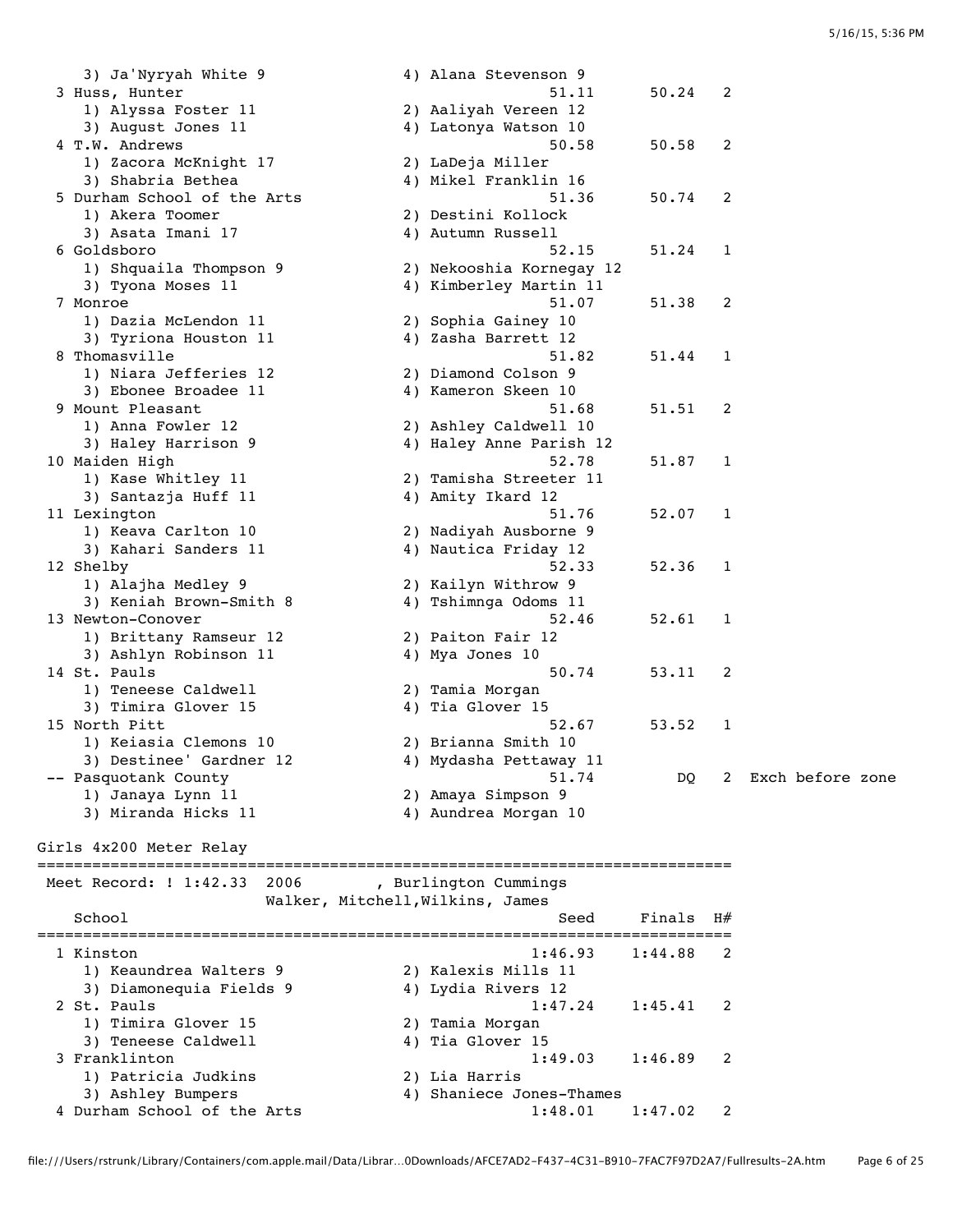```
    3) Ja'Nyryah White 9                4) Alana Stevenson 9
  3 Huss, Hunter                                    51.11      50.24   2
    1) Alyssa Foster 11                 2) Aaliyah Vereen 12
    3) August Jones 11                  4) Latonya Watson 10
  4 T.W. Andrews                                    50.58      50.58   2
    1) Zacora McKnight 17               2) LaDeja Miller
    3) Shabria Bethea                   4) Mikel Franklin 16
  5 Durham School of the Arts                       51.36      50.74   2
    1) Akera Toomer                     2) Destini Kollock
    3) Asata Imani 17                   4) Autumn Russell
  6 Goldsboro                                       52.15      51.24   1
    1) Shquaila Thompson 9              2) Nekooshia Kornegay 12
    3) Tyona Moses 11                   4) Kimberley Martin 11
  7 Monroe                                          51.07      51.38   2
    1) Dazia McLendon 11                2) Sophia Gainey 10
    3) Tyriona Houston 11               4) Zasha Barrett 12
  8 Thomasville                                     51.82      51.44   1
    1) Niara Jefferies 12               2) Diamond Colson 9
    3) Ebonee Broadee 11                4) Kameron Skeen 10
  9 Mount Pleasant                                  51.68      51.51   2
    1) Anna Fowler 12                   2) Ashley Caldwell 10
    3) Haley Harrison 9                 4) Haley Anne Parish 12
 10 Maiden High                                     52.78      51.87   1
    1) Kase Whitley 11                  2) Tamisha Streeter 11
    3) Santazja Huff 11                 4) Amity Ikard 12
 11 Lexington                                       51.76      52.07   1
    1) Keava Carlton 10                 2) Nadiyah Ausborne 9
    3) Kahari Sanders 11                4) Nautica Friday 12
 12 Shelby                                          52.33      52.36   1
    1) Alajha Medley 9                  2) Kailyn Withrow 9
    3) Keniah Brown-Smith 8             4) Tshimnga Odoms 11
 13 Newton-Conover                                  52.46      52.61   1
    1) Brittany Ramseur 12              2) Paiton Fair 12
    3) Ashlyn Robinson 11               4) Mya Jones 10
 14 St. Pauls                                       50.74      53.11   2
    1) Teneese Caldwell                 2) Tamia Morgan
    3) Timira Glover 15                 4) Tia Glover 15
 15 North Pitt                                      52.67      53.52   1
    1) Keiasia Clemons 10               2) Brianna Smith 10
    3) Destinee' Gardner 12             4) Mydasha Pettaway 11
 -- Pasquotank County                               51.74         DQ   2  Exch before zone
    1) Janaya Lynn 11                   2) Amaya Simpson 9
    3) Miranda Hicks 11                 4) Aundrea Morgan 10

Girls 4x200 Meter Relay
===========================================================================
 Meet Record: ! 1:42.33  2006        , Burlington Cummings
                   Walker, Mitchell,Wilkins, James
    School                                            Seed    Finals  H#
===========================================================================
  1 Kinston                                        1:46.93    1:44.88   2
    1) Keaundrea Walters 9              2) Kalexis Mills 11
    3) Diamonequia Fields 9             4) Lydia Rivers 12
  2 St. Pauls                                      1:47.24    1:45.41   2
    1) Timira Glover 15                 2) Tamia Morgan
    3) Teneese Caldwell                 4) Tia Glover 15
  3 Franklinton                                    1:49.03    1:46.89   2
    1) Patricia Judkins                 2) Lia Harris
    3) Ashley Bumpers                   4) Shaniece Jones-Thames
  4 Durham School of the Arts                      1:48.01    1:47.02   2
```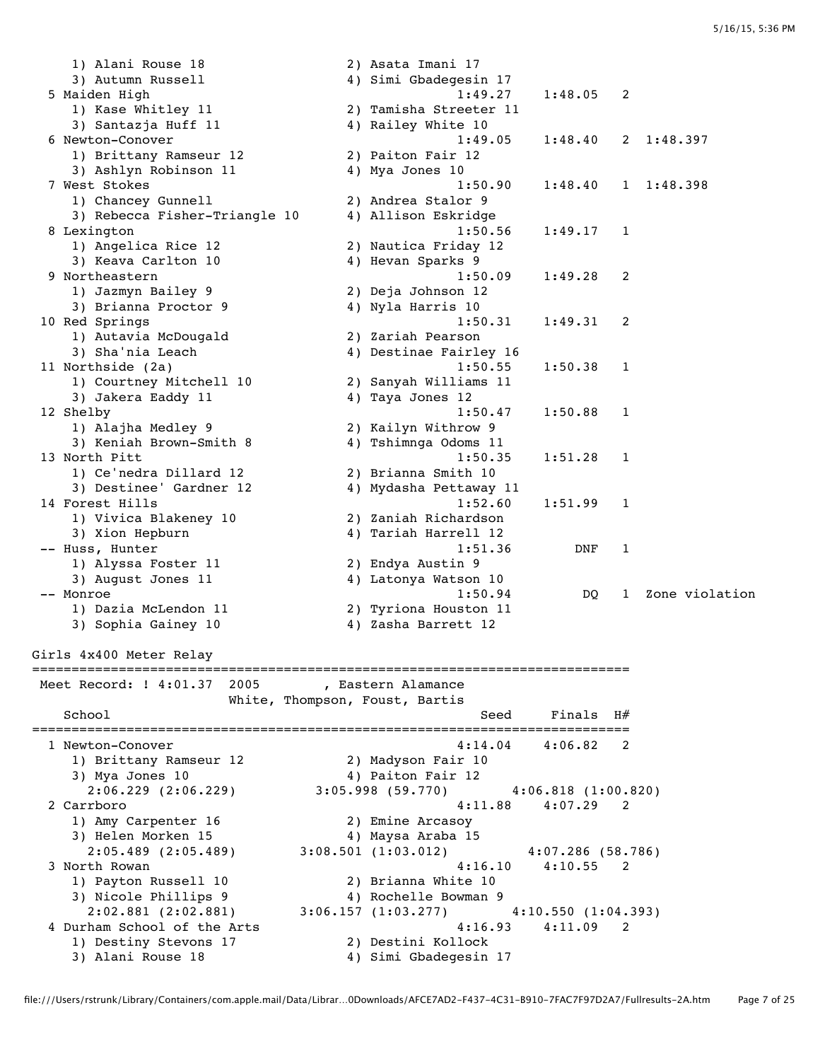```
    1) Alani Rouse 18                 2) Asata Imani 17
    3) Autumn Russell                 4) Simi Gbadegesin 17
  5 Maiden High                                     1:49.27    1:48.05   2
    1) Kase Whitley 11                2) Tamisha Streeter 11
    3) Santazja Huff 11               4) Railey White 10
  6 Newton-Conover                                  1:49.05    1:48.40   2  1:48.397
    1) Brittany Ramseur 12            2) Paiton Fair 12
    3) Ashlyn Robinson 11             4) Mya Jones 10
  7 West Stokes                                     1:50.90    1:48.40   1  1:48.398
    1) Chancey Gunnell                2) Andrea Stalor 9
    3) Rebecca Fisher-Triangle 10     4) Allison Eskridge
  8 Lexington                                       1:50.56    1:49.17   1
    1) Angelica Rice 12               2) Nautica Friday 12
    3) Keava Carlton 10               4) Hevan Sparks 9
  9 Northeastern                                    1:50.09    1:49.28   2
    1) Jazmyn Bailey 9                2) Deja Johnson 12
    3) Brianna Proctor 9              4) Nyla Harris 10
 10 Red Springs                                     1:50.31    1:49.31   2
    1) Autavia McDougald              2) Zariah Pearson
    3) Sha'nia Leach                  4) Destinae Fairley 16
 11 Northside (2a)                                  1:50.55    1:50.38   1
    1) Courtney Mitchell 10           2) Sanyah Williams 11
    3) Jakera Eaddy 11                4) Taya Jones 12
 12 Shelby                                          1:50.47    1:50.88   1
    1) Alajha Medley 9                2) Kailyn Withrow 9
    3) Keniah Brown-Smith 8           4) Tshimnga Odoms 11
 13 North Pitt                                      1:50.35    1:51.28   1
    1) Ce'nedra Dillard 12            2) Brianna Smith 10
    3) Destinee' Gardner 12           4) Mydasha Pettaway 11
 14 Forest Hills                                    1:52.60    1:51.99   1
    1) Vivica Blakeney 10             2) Zaniah Richardson
    3) Xion Hepburn                   4) Tariah Harrell 12
 -- Huss, Hunter                                    1:51.36        DNF   1
    1) Alyssa Foster 11               2) Endya Austin 9
    3) August Jones 11                4) Latonya Watson 10
 -- Monroe                                          1:50.94         DQ   1  Zone violation
    1) Dazia McLendon 11              2) Tyriona Houston 11
    3) Sophia Gainey 10               4) Zasha Barrett 12
```

## Girls 4x400 Meter Relay

```
==============================================================================
 Meet Record: ! 4:01.37  2005        , Eastern Alamance
                       White, Thompson, Foust, Bartis
   School                                            Seed     Finals  H#
==============================================================================
  1 Newton-Conover                                  4:14.04    4:06.82   2
    1) Brittany Ramseur 12            2) Madyson Fair 10
    3) Mya Jones 10                   4) Paiton Fair 12
      2:06.229 (2:06.229)       3:05.998 (59.770)        4:06.818 (1:00.820)
  2 Carrboro                                        4:11.88    4:07.29   2
    1) Amy Carpenter 16               2) Emine Arcasoy
    3) Helen Morken 15                4) Maysa Araba 15
      2:05.489 (2:05.489)     3:08.501 (1:03.012)        4:07.286 (58.786)
  3 North Rowan                                     4:16.10    4:10.55   2
    1) Payton Russell 10              2) Brianna White 10
    3) Nicole Phillips 9              4) Rochelle Bowman 9
      2:02.881 (2:02.881)     3:06.157 (1:03.277)      4:10.550 (1:04.393)
  4 Durham School of the Arts                       4:16.93    4:11.09   2
    1) Destiny Stevons 17             2) Destini Kollock
    3) Alani Rouse 18                 4) Simi Gbadegesin 17
```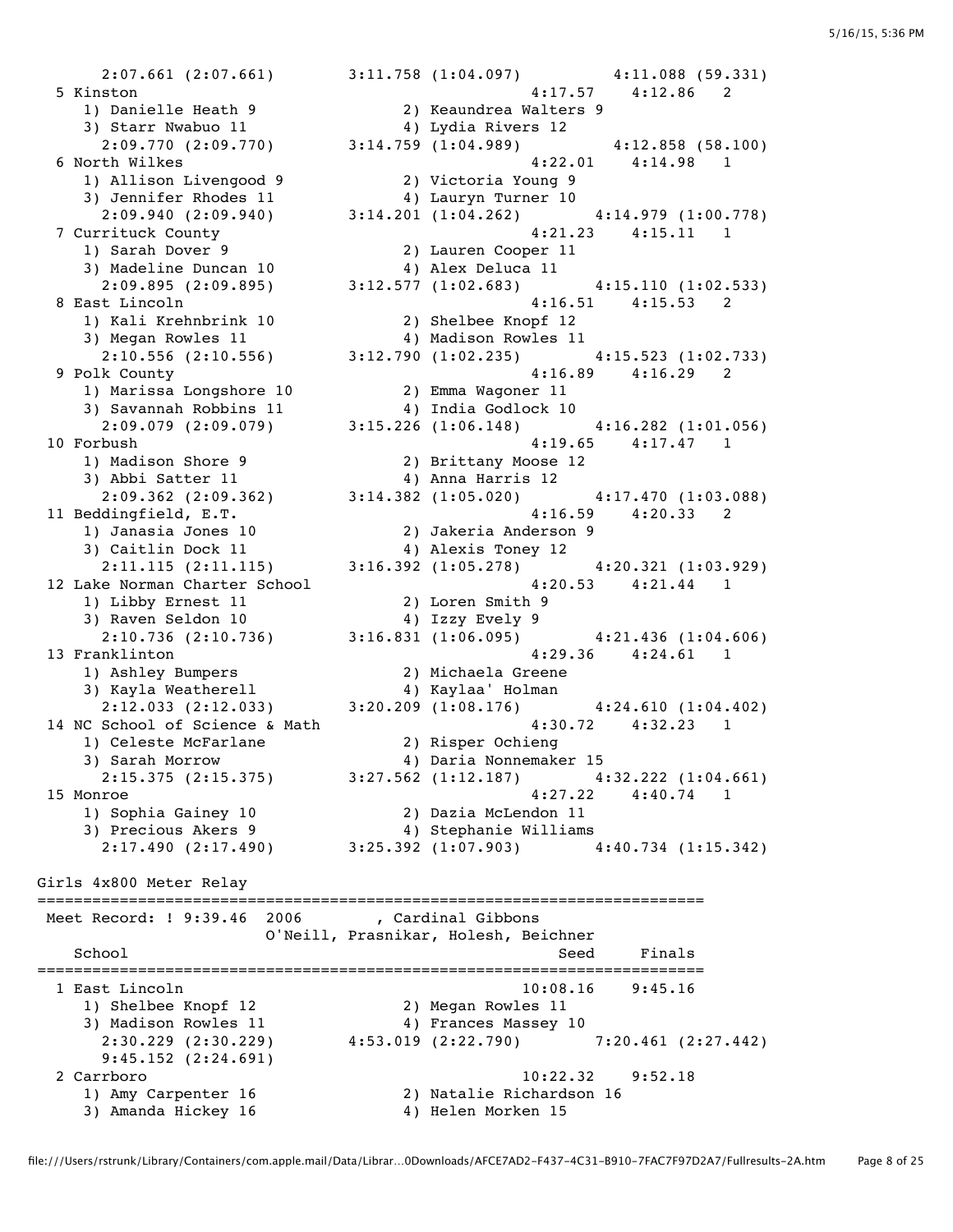```
     2:07.661 (2:07.661)      3:11.758 (1:04.097)        4:11.088 (59.331)
 5 Kinston                                           4:17.57    4:12.86   2
    1) Danielle Heath 9               2) Keaundrea Walters 9
    3) Starr Nwabuo 11                4) Lydia Rivers 12
     2:09.770 (2:09.770)      3:14.759 (1:04.989)        4:12.858 (58.100)
 6 North Wilkes                                      4:22.01    4:14.98   1
    1) Allison Livengood 9            2) Victoria Young 9
    3) Jennifer Rhodes 11             4) Lauryn Turner 10
     2:09.940 (2:09.940)      3:14.201 (1:04.262)        4:14.979 (1:00.778)
 7 Currituck County                                  4:21.23    4:15.11   1
    1) Sarah Dover 9                  2) Lauren Cooper 11
    3) Madeline Duncan 10             4) Alex Deluca 11
     2:09.895 (2:09.895)      3:12.577 (1:02.683)        4:15.110 (1:02.533)
 8 East Lincoln                                      4:16.51    4:15.53   2
    1) Kali Krehnbrink 10             2) Shelbee Knopf 12
    3) Megan Rowles 11                4) Madison Rowles 11
     2:10.556 (2:10.556)      3:12.790 (1:02.235)        4:15.523 (1:02.733)
 9 Polk County                                       4:16.89    4:16.29   2
    1) Marissa Longshore 10           2) Emma Wagoner 11
    3) Savannah Robbins 11            4) India Godlock 10
     2:09.079 (2:09.079)      3:15.226 (1:06.148)        4:16.282 (1:01.056)
10 Forbush                                           4:19.65    4:17.47   1
    1) Madison Shore 9                2) Brittany Moose 12
    3) Abbi Satter 11                 4) Anna Harris 12
     2:09.362 (2:09.362)      3:14.382 (1:05.020)        4:17.470 (1:03.088)
11 Beddingfield, E.T.                                4:16.59    4:20.33   2
    1) Janasia Jones 10               2) Jakeria Anderson 9
    3) Caitlin Dock 11                4) Alexis Toney 12
     2:11.115 (2:11.115)      3:16.392 (1:05.278)        4:20.321 (1:03.929)
12 Lake Norman Charter School                        4:20.53    4:21.44   1
    1) Libby Ernest 11                2) Loren Smith 9
    3) Raven Seldon 10                4) Izzy Evely 9
     2:10.736 (2:10.736)      3:16.831 (1:06.095)        4:21.436 (1:04.606)
13 Franklinton                                       4:29.36    4:24.61   1
    1) Ashley Bumpers                 2) Michaela Greene
    3) Kayla Weatherell               4) Kaylaa' Holman
     2:12.033 (2:12.033)      3:20.209 (1:08.176)        4:24.610 (1:04.402)
14 NC School of Science & Math                       4:30.72    4:32.23   1
    1) Celeste McFarlane              2) Risper Ochieng
    3) Sarah Morrow                   4) Daria Nonnemaker 15
     2:15.375 (2:15.375)      3:27.562 (1:12.187)        4:32.222 (1:04.661)
15 Monroe                                            4:27.22    4:40.74   1
    1) Sophia Gainey 10               2) Dazia McLendon 11
    3) Precious Akers 9               4) Stephanie Williams
     2:17.490 (2:17.490)      3:25.392 (1:07.903)        4:40.734 (1:15.342)

Girls 4x800 Meter Relay
========================================================================
 Meet Record: ! 9:39.46  2006        , Cardinal Gibbons
                   O'Neill, Prasnikar, Holesh, Beichner
    School                                             Seed     Finals
========================================================================
 1 East Lincoln                                    10:08.16    9:45.16
    1) Shelbee Knopf 12               2) Megan Rowles 11
    3) Madison Rowles 11              4) Frances Massey 10
     2:30.229 (2:30.229)      4:53.019 (2:22.790)        7:20.461 (2:27.442)
     9:45.152 (2:24.691)
 2 Carrboro                                        10:22.32    9:52.18
    1) Amy Carpenter 16               2) Natalie Richardson 16
    3) Amanda Hickey 16               4) Helen Morken 15
```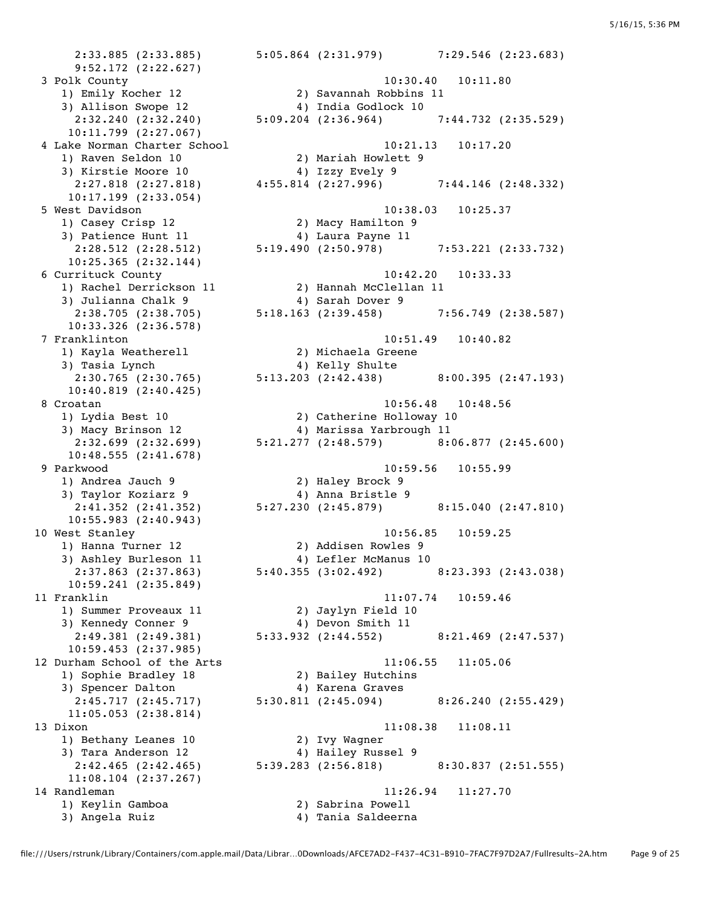```
    2:33.885 (2:33.885)      5:05.864 (2:31.979)      7:29.546 (2:23.683)
    9:52.172 (2:22.627)
 3 Polk County                                      10:30.40   10:11.80
    1) Emily Kocher 12              2) Savannah Robbins 11
    3) Allison Swope 12             4) India Godlock 10
    2:32.240 (2:32.240)      5:09.204 (2:36.964)      7:44.732 (2:35.529)
   10:11.799 (2:27.067)
 4 Lake Norman Charter School                       10:21.13   10:17.20
    1) Raven Seldon 10              2) Mariah Howlett 9
    3) Kirstie Moore 10             4) Izzy Evely 9
    2:27.818 (2:27.818)      4:55.814 (2:27.996)      7:44.146 (2:48.332)
   10:17.199 (2:33.054)
 5 West Davidson                                    10:38.03   10:25.37
    1) Casey Crisp 12               2) Macy Hamilton 9
    3) Patience Hunt 11             4) Laura Payne 11
    2:28.512 (2:28.512)      5:19.490 (2:50.978)      7:53.221 (2:33.732)
   10:25.365 (2:32.144)
 6 Currituck County                                 10:42.20   10:33.33
    1) Rachel Derrickson 11         2) Hannah McClellan 11
    3) Julianna Chalk 9             4) Sarah Dover 9
    2:38.705 (2:38.705)      5:18.163 (2:39.458)      7:56.749 (2:38.587)
   10:33.326 (2:36.578)
 7 Franklinton                                      10:51.49   10:40.82
    1) Kayla Weatherell             2) Michaela Greene
    3) Tasia Lynch                  4) Kelly Shulte
    2:30.765 (2:30.765)      5:13.203 (2:42.438)      8:00.395 (2:47.193)
   10:40.819 (2:40.425)
 8 Croatan                                          10:56.48   10:48.56
    1) Lydia Best 10                2) Catherine Holloway 10
    3) Macy Brinson 12              4) Marissa Yarbrough 11
    2:32.699 (2:32.699)      5:21.277 (2:48.579)      8:06.877 (2:45.600)
   10:48.555 (2:41.678)
 9 Parkwood                                         10:59.56   10:55.99
    1) Andrea Jauch 9               2) Haley Brock 9
    3) Taylor Koziarz 9             4) Anna Bristle 9
    2:41.352 (2:41.352)      5:27.230 (2:45.879)      8:15.040 (2:47.810)
   10:55.983 (2:40.943)
10 West Stanley                                     10:56.85   10:59.25
    1) Hanna Turner 12              2) Addisen Rowles 9
    3) Ashley Burleson 11           4) Lefler McManus 10
    2:37.863 (2:37.863)      5:40.355 (3:02.492)      8:23.393 (2:43.038)
   10:59.241 (2:35.849)
11 Franklin                                         11:07.74   10:59.46
    1) Summer Proveaux 11           2) Jaylyn Field 10
    3) Kennedy Conner 9             4) Devon Smith 11
    2:49.381 (2:49.381)      5:33.932 (2:44.552)      8:21.469 (2:47.537)
   10:59.453 (2:37.985)
12 Durham School of the Arts                        11:06.55   11:05.06
    1) Sophie Bradley 18            2) Bailey Hutchins
    3) Spencer Dalton               4) Karena Graves
    2:45.717 (2:45.717)      5:30.811 (2:45.094)      8:26.240 (2:55.429)
   11:05.053 (2:38.814)
13 Dixon                                            11:08.38   11:08.11
    1) Bethany Leanes 10            2) Ivy Wagner
    3) Tara Anderson 12             4) Hailey Russel 9
    2:42.465 (2:42.465)      5:39.283 (2:56.818)      8:30.837 (2:51.555)
   11:08.104 (2:37.267)
14 Randleman                                        11:26.94   11:27.70
    1) Keylin Gamboa                2) Sabrina Powell
    3) Angela Ruiz                  4) Tania Saldeerna
```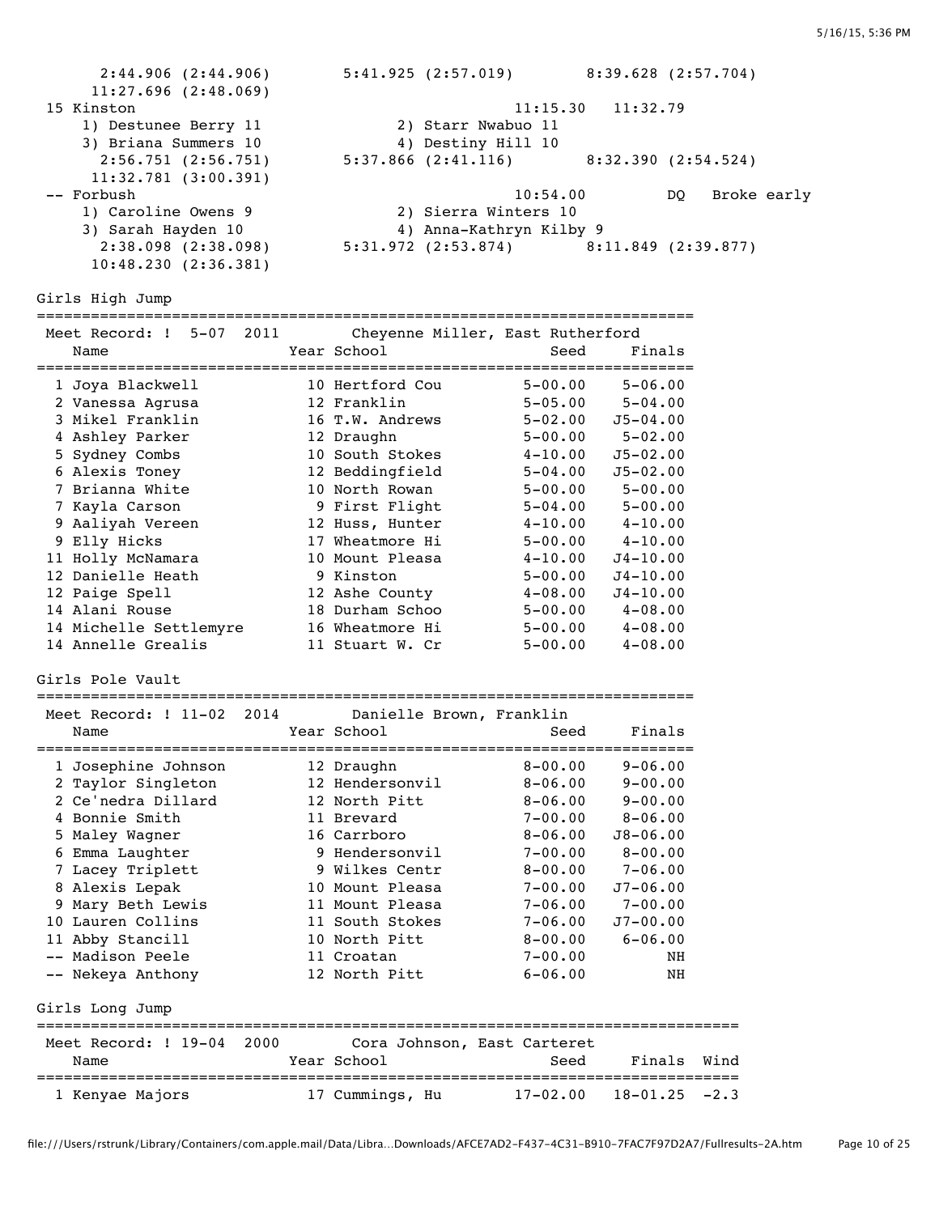```
     2:44.906 (2:44.906)      5:41.925 (2:57.019)      8:39.628 (2:57.704)
    11:27.696 (2:48.069)
15 Kinston                                        11:15.30   11:32.79
   1) Destunee Berry 11            2) Starr Nwabuo 11
   3) Briana Summers 10            4) Destiny Hill 10
     2:56.751 (2:56.751)      5:37.866 (2:41.116)      8:32.390 (2:54.524)
    11:32.781 (3:00.391)
-- Forbush                                        10:54.00         DQ   Broke early
   1) Caroline Owens 9             2) Sierra Winters 10
   3) Sarah Hayden 10              4) Anna-Kathryn Kilby 9
     2:38.098 (2:38.098)      5:31.972 (2:53.874)      8:11.849 (2:39.877)
    10:48.230 (2:36.381)
```

## Girls High Jump

Meet Record: ! 5-07 2011 Cheyenne Miller, East Rutherford

| | Name | Year | School | Seed | Finals |
|---|---|---|---|---|---|
| 1 | Joya Blackwell | 10 | Hertford Cou | 5-00.00 | 5-06.00 |
| 2 | Vanessa Agrusa | 12 | Franklin | 5-05.00 | 5-04.00 |
| 3 | Mikel Franklin | 16 | T.W. Andrews | 5-02.00 | J5-04.00 |
| 4 | Ashley Parker | 12 | Draughn | 5-00.00 | 5-02.00 |
| 5 | Sydney Combs | 10 | South Stokes | 4-10.00 | J5-02.00 |
| 6 | Alexis Toney | 12 | Beddingfield | 5-04.00 | J5-02.00 |
| 7 | Brianna White | 10 | North Rowan | 5-00.00 | 5-00.00 |
| 7 | Kayla Carson | 9 | First Flight | 5-04.00 | 5-00.00 |
| 9 | Aaliyah Vereen | 12 | Huss, Hunter | 4-10.00 | 4-10.00 |
| 9 | Elly Hicks | 17 | Wheatmore Hi | 5-00.00 | 4-10.00 |
| 11 | Holly McNamara | 10 | Mount Pleasa | 4-10.00 | J4-10.00 |
| 12 | Danielle Heath | 9 | Kinston | 5-00.00 | J4-10.00 |
| 12 | Paige Spell | 12 | Ashe County | 4-08.00 | J4-10.00 |
| 14 | Alani Rouse | 18 | Durham Schoo | 5-00.00 | 4-08.00 |
| 14 | Michelle Settlemyre | 16 | Wheatmore Hi | 5-00.00 | 4-08.00 |
| 14 | Annelle Grealis | 11 | Stuart W. Cr | 5-00.00 | 4-08.00 |

## Girls Pole Vault

Meet Record: ! 11-02 2014 Danielle Brown, Franklin

| | Name | Year | School | Seed | Finals |
|---|---|---|---|---|---|
| 1 | Josephine Johnson | 12 | Draughn | 8-00.00 | 9-06.00 |
| 2 | Taylor Singleton | 12 | Hendersonvil | 8-06.00 | 9-00.00 |
| 2 | Ce'nedra Dillard | 12 | North Pitt | 8-06.00 | 9-00.00 |
| 4 | Bonnie Smith | 11 | Brevard | 7-00.00 | 8-06.00 |
| 5 | Maley Wagner | 16 | Carrboro | 8-06.00 | J8-06.00 |
| 6 | Emma Laughter | 9 | Hendersonvil | 7-00.00 | 8-00.00 |
| 7 | Lacey Triplett | 9 | Wilkes Centr | 8-00.00 | 7-06.00 |
| 8 | Alexis Lepak | 10 | Mount Pleasa | 7-00.00 | J7-06.00 |
| 9 | Mary Beth Lewis | 11 | Mount Pleasa | 7-06.00 | 7-00.00 |
| 10 | Lauren Collins | 11 | South Stokes | 7-06.00 | J7-00.00 |
| 11 | Abby Stancill | 10 | North Pitt | 8-00.00 | 6-06.00 |
| -- | Madison Peele | 11 | Croatan | 7-00.00 | NH |
| -- | Nekeya Anthony | 12 | North Pitt | 6-06.00 | NH |

## Girls Long Jump

Meet Record: ! 19-04 2000 Cora Johnson, East Carteret

| | Name | Year | School | Seed | Finals | Wind |
|---|---|---|---|---|---|---|
| 1 | Kenyae Majors | 17 | Cummings, Hu | 17-02.00 | 18-01.25 | -2.3 |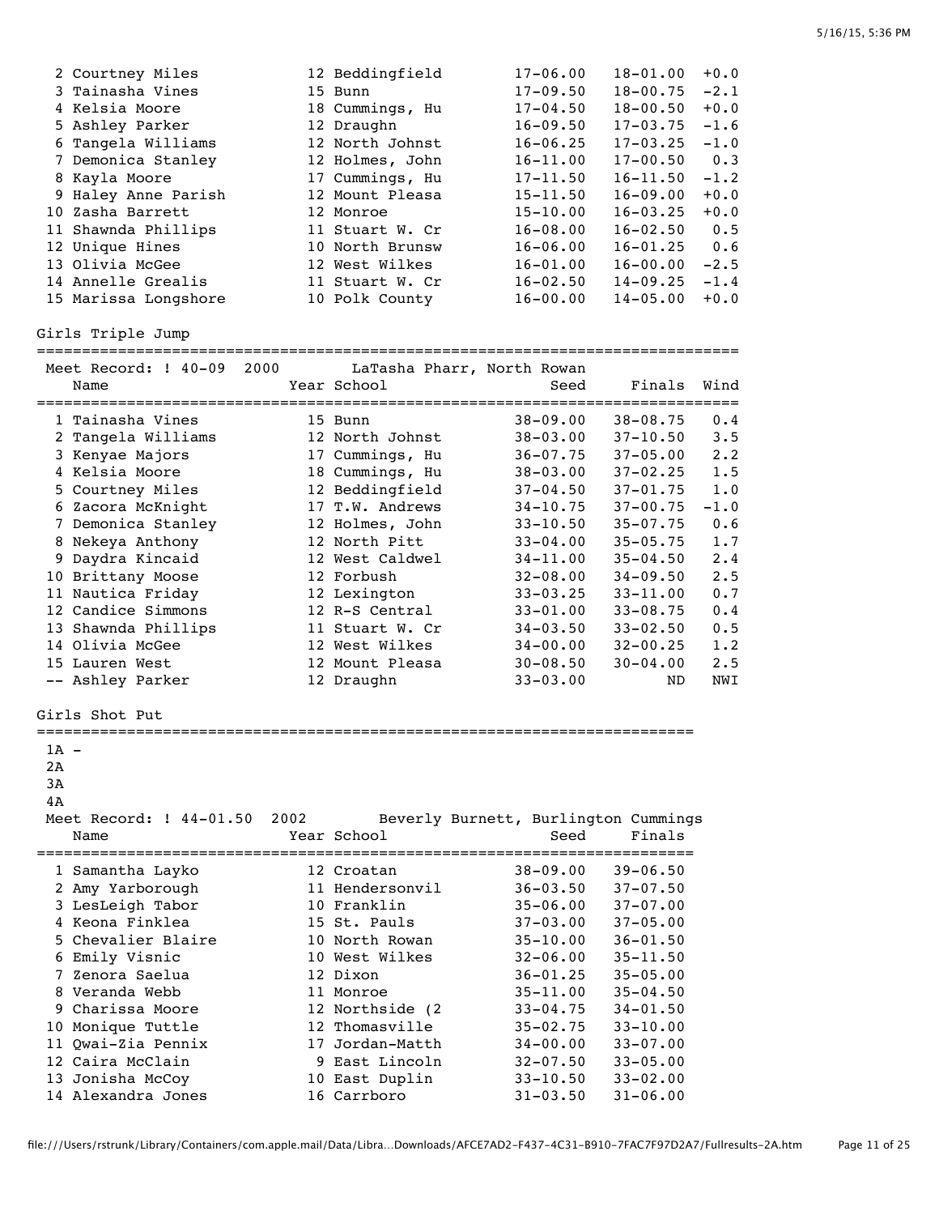| Place | Name | Year | School | Seed | Finals | Wind |
|---|---|---|---|---|---|---|
| 2 | Courtney Miles | 12 | Beddingfield | 17-06.00 | 18-01.00 | +0.0 |
| 3 | Tainasha Vines | 15 | Bunn | 17-09.50 | 18-00.75 | -2.1 |
| 4 | Kelsia Moore | 18 | Cummings, Hu | 17-04.50 | 18-00.50 | +0.0 |
| 5 | Ashley Parker | 12 | Draughn | 16-09.50 | 17-03.75 | -1.6 |
| 6 | Tangela Williams | 12 | North Johnst | 16-06.25 | 17-03.25 | -1.0 |
| 7 | Demonica Stanley | 12 | Holmes, John | 16-11.00 | 17-00.50 | 0.3 |
| 8 | Kayla Moore | 17 | Cummings, Hu | 17-11.50 | 16-11.50 | -1.2 |
| 9 | Haley Anne Parish | 12 | Mount Pleasa | 15-11.50 | 16-09.00 | +0.0 |
| 10 | Zasha Barrett | 12 | Monroe | 15-10.00 | 16-03.25 | +0.0 |
| 11 | Shawnda Phillips | 11 | Stuart W. Cr | 16-08.00 | 16-02.50 | 0.5 |
| 12 | Unique Hines | 10 | North Brunsw | 16-06.00 | 16-01.25 | 0.6 |
| 13 | Olivia McGee | 12 | West Wilkes | 16-01.00 | 16-00.00 | -2.5 |
| 14 | Annelle Grealis | 11 | Stuart W. Cr | 16-02.50 | 14-09.25 | -1.4 |
| 15 | Marissa Longshore | 10 | Polk County | 16-00.00 | 14-05.00 | +0.0 |

## Girls Triple Jump

Meet Record: ! 40-09 2000 LaTasha Pharr, North Rowan

| Place | Name | Year | School | Seed | Finals | Wind |
|---|---|---|---|---|---|---|
| 1 | Tainasha Vines | 15 | Bunn | 38-09.00 | 38-08.75 | 0.4 |
| 2 | Tangela Williams | 12 | North Johnst | 38-03.00 | 37-10.50 | 3.5 |
| 3 | Kenyae Majors | 17 | Cummings, Hu | 36-07.75 | 37-05.00 | 2.2 |
| 4 | Kelsia Moore | 18 | Cummings, Hu | 38-03.00 | 37-02.25 | 1.5 |
| 5 | Courtney Miles | 12 | Beddingfield | 37-04.50 | 37-01.75 | 1.0 |
| 6 | Zacora McKnight | 17 | T.W. Andrews | 34-10.75 | 37-00.75 | -1.0 |
| 7 | Demonica Stanley | 12 | Holmes, John | 33-10.50 | 35-07.75 | 0.6 |
| 8 | Nekeya Anthony | 12 | North Pitt | 33-04.00 | 35-05.75 | 1.7 |
| 9 | Daydra Kincaid | 12 | West Caldwel | 34-11.00 | 35-04.50 | 2.4 |
| 10 | Brittany Moose | 12 | Forbush | 32-08.00 | 34-09.50 | 2.5 |
| 11 | Nautica Friday | 12 | Lexington | 33-03.25 | 33-11.00 | 0.7 |
| 12 | Candice Simmons | 12 | R-S Central | 33-01.00 | 33-08.75 | 0.4 |
| 13 | Shawnda Phillips | 11 | Stuart W. Cr | 34-03.50 | 33-02.50 | 0.5 |
| 14 | Olivia McGee | 12 | West Wilkes | 34-00.00 | 32-00.25 | 1.2 |
| 15 | Lauren West | 12 | Mount Pleasa | 30-08.50 | 30-04.00 | 2.5 |
| -- | Ashley Parker | 12 | Draughn | 33-03.00 | ND | NWI |

## Girls Shot Put

1A -
2A
3A
4A

Meet Record: ! 44-01.50 2002 Beverly Burnett, Burlington Cummings

| Place | Name | Year | School | Seed | Finals |
|---|---|---|---|---|---|
| 1 | Samantha Layko | 12 | Croatan | 38-09.00 | 39-06.50 |
| 2 | Amy Yarborough | 11 | Hendersonvil | 36-03.50 | 37-07.50 |
| 3 | LesLeigh Tabor | 10 | Franklin | 35-06.00 | 37-07.00 |
| 4 | Keona Finklea | 15 | St. Pauls | 37-03.00 | 37-05.00 |
| 5 | Chevalier Blaire | 10 | North Rowan | 35-10.00 | 36-01.50 |
| 6 | Emily Visnic | 10 | West Wilkes | 32-06.00 | 35-11.50 |
| 7 | Zenora Saelua | 12 | Dixon | 36-01.25 | 35-05.00 |
| 8 | Veranda Webb | 11 | Monroe | 35-11.00 | 35-04.50 |
| 9 | Charissa Moore | 12 | Northside (2 | 33-04.75 | 34-01.50 |
| 10 | Monique Tuttle | 12 | Thomasville | 35-02.75 | 33-10.00 |
| 11 | Qwai-Zia Pennix | 17 | Jordan-Matth | 34-00.00 | 33-07.00 |
| 12 | Caira McClain | 9 | East Lincoln | 32-07.50 | 33-05.00 |
| 13 | Jonisha McCoy | 10 | East Duplin | 33-10.50 | 33-02.00 |
| 14 | Alexandra Jones | 16 | Carrboro | 31-03.50 | 31-06.00 |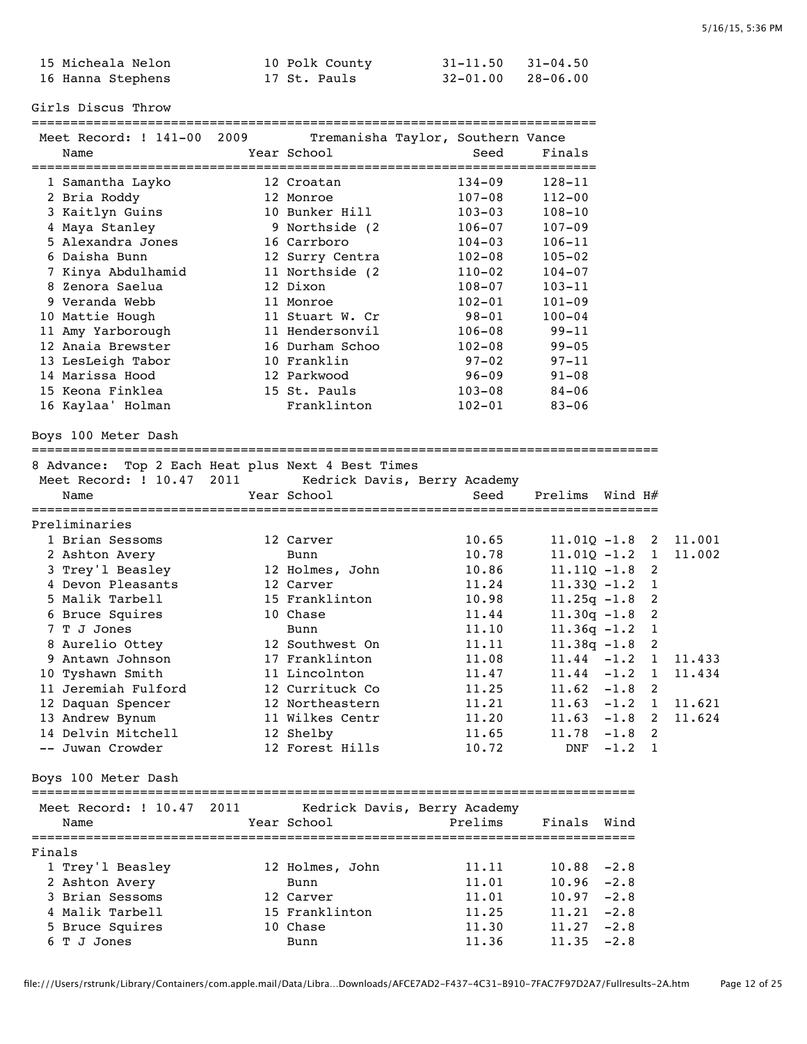| Place | Name | Year | School | Seed | Finals |
|---|---|---|---|---|---|
| 15 | Micheala Nelon | 10 | Polk County | 31-11.50 | 31-04.50 |
| 16 | Hanna Stephens | 17 | St. Pauls | 32-01.00 | 28-06.00 |

## Girls Discus Throw

Meet Record: ! 141-00 2009 Tremanisha Taylor, Southern Vance

| Place | Name | Year | School | Seed | Finals |
|---|---|---|---|---|---|
| 1 | Samantha Layko | 12 | Croatan | 134-09 | 128-11 |
| 2 | Bria Roddy | 12 | Monroe | 107-08 | 112-00 |
| 3 | Kaitlyn Guins | 10 | Bunker Hill | 103-03 | 108-10 |
| 4 | Maya Stanley | 9 | Northside (2 | 106-07 | 107-09 |
| 5 | Alexandra Jones | 16 | Carrboro | 104-03 | 106-11 |
| 6 | Daisha Bunn | 12 | Surry Centra | 102-08 | 105-02 |
| 7 | Kinya Abdulhamid | 11 | Northside (2 | 110-02 | 104-07 |
| 8 | Zenora Saelua | 12 | Dixon | 108-07 | 103-11 |
| 9 | Veranda Webb | 11 | Monroe | 102-01 | 101-09 |
| 10 | Mattie Hough | 11 | Stuart W. Cr | 98-01 | 100-04 |
| 11 | Amy Yarborough | 11 | Hendersonvil | 106-08 | 99-11 |
| 12 | Anaia Brewster | 16 | Durham Schoo | 102-08 | 99-05 |
| 13 | LesLeigh Tabor | 10 | Franklin | 97-02 | 97-11 |
| 14 | Marissa Hood | 12 | Parkwood | 96-09 | 91-08 |
| 15 | Keona Finklea | 15 | St. Pauls | 103-08 | 84-06 |
| 16 | Kaylaa' Holman | | Franklinton | 102-01 | 83-06 |

## Boys 100 Meter Dash

8 Advance: Top 2 Each Heat plus Next 4 Best Times
Meet Record: ! 10.47 2011 Kedrick Davis, Berry Academy

Preliminaries

| Place | Name | Year | School | Seed | Prelims | Wind | H# | |
|---|---|---|---|---|---|---|---|---|
| 1 | Brian Sessoms | 12 | Carver | 10.65 | 11.01Q | -1.8 | 2 | 11.001 |
| 2 | Ashton Avery | | Bunn | 10.78 | 11.01Q | -1.2 | 1 | 11.002 |
| 3 | Trey'l Beasley | 12 | Holmes, John | 10.86 | 11.11Q | -1.8 | 2 | |
| 4 | Devon Pleasants | 12 | Carver | 11.24 | 11.33Q | -1.2 | 1 | |
| 5 | Malik Tarbell | 15 | Franklinton | 10.98 | 11.25q | -1.8 | 2 | |
| 6 | Bruce Squires | 10 | Chase | 11.44 | 11.30q | -1.8 | 2 | |
| 7 | T J Jones | | Bunn | 11.10 | 11.36q | -1.2 | 1 | |
| 8 | Aurelio Ottey | 12 | Southwest On | 11.11 | 11.38q | -1.8 | 2 | |
| 9 | Antawn Johnson | 17 | Franklinton | 11.08 | 11.44 | -1.2 | 1 | 11.433 |
| 10 | Tyshawn Smith | 11 | Lincolnton | 11.47 | 11.44 | -1.2 | 1 | 11.434 |
| 11 | Jeremiah Fulford | 12 | Currituck Co | 11.25 | 11.62 | -1.8 | 2 | |
| 12 | Daquan Spencer | 12 | Northeastern | 11.21 | 11.63 | -1.2 | 1 | 11.621 |
| 13 | Andrew Bynum | 11 | Wilkes Centr | 11.20 | 11.63 | -1.8 | 2 | 11.624 |
| 14 | Delvin Mitchell | 12 | Shelby | 11.65 | 11.78 | -1.8 | 2 | |
| -- | Juwan Crowder | 12 | Forest Hills | 10.72 | DNF | -1.2 | 1 | |

## Boys 100 Meter Dash

Meet Record: ! 10.47 2011 Kedrick Davis, Berry Academy

Finals

| Place | Name | Year | School | Prelims | Finals | Wind |
|---|---|---|---|---|---|---|
| 1 | Trey'l Beasley | 12 | Holmes, John | 11.11 | 10.88 | -2.8 |
| 2 | Ashton Avery | | Bunn | 11.01 | 10.96 | -2.8 |
| 3 | Brian Sessoms | 12 | Carver | 11.01 | 10.97 | -2.8 |
| 4 | Malik Tarbell | 15 | Franklinton | 11.25 | 11.21 | -2.8 |
| 5 | Bruce Squires | 10 | Chase | 11.30 | 11.27 | -2.8 |
| 6 | T J Jones | | Bunn | 11.36 | 11.35 | -2.8 |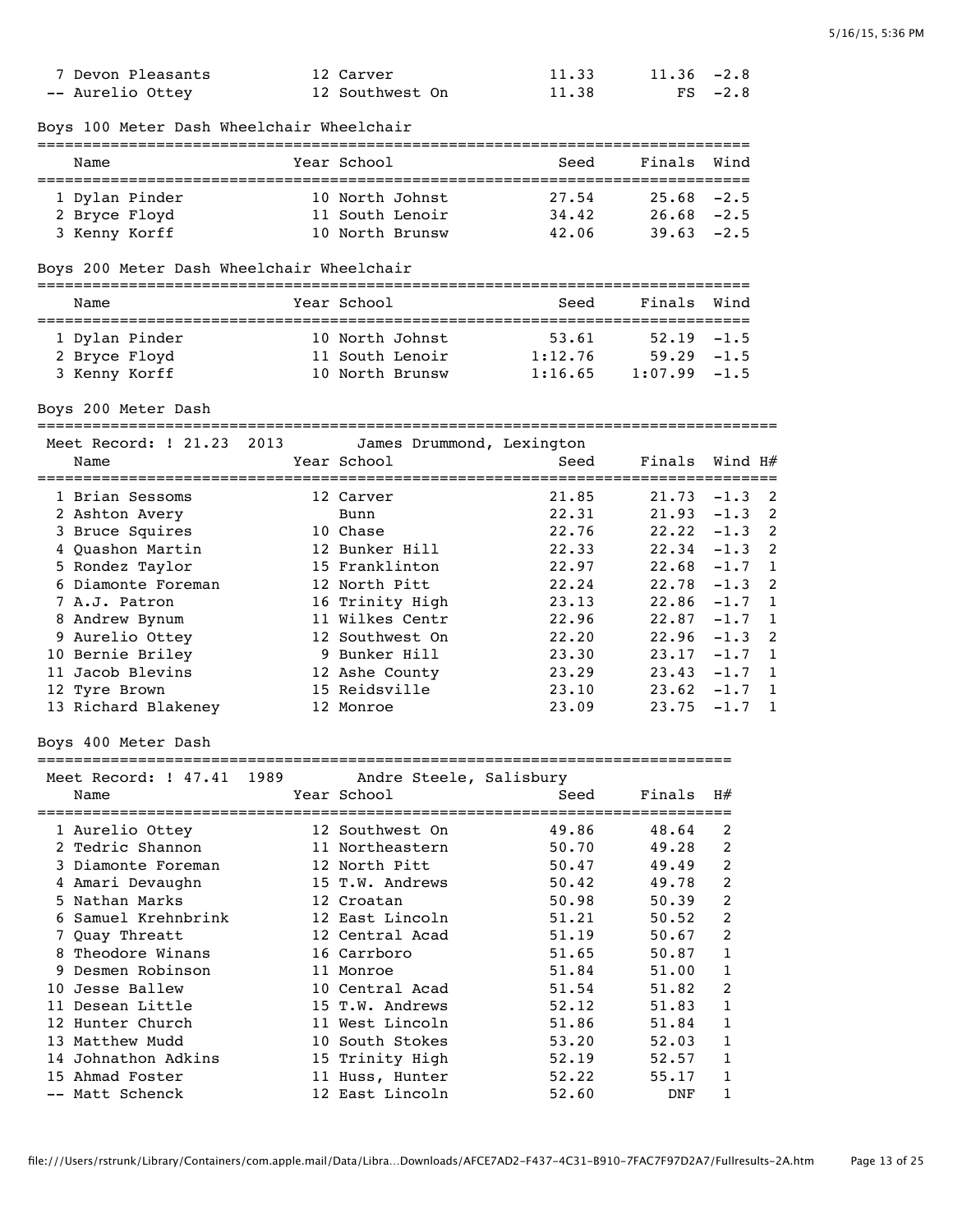| Place | Name | Year | School | Seed | Finals | Wind |
|---|---|---|---|---|---|---|
| 7 | Devon Pleasants | 12 | Carver | 11.33 | 11.36 | -2.8 |
| -- | Aurelio Ottey | 12 | Southwest On | 11.38 | FS | -2.8 |

## Boys 100 Meter Dash Wheelchair Wheelchair

| Place | Name | Year | School | Seed | Finals | Wind |
|---|---|---|---|---|---|---|
| 1 | Dylan Pinder | 10 | North Johnst | 27.54 | 25.68 | -2.5 |
| 2 | Bryce Floyd | 11 | South Lenoir | 34.42 | 26.68 | -2.5 |
| 3 | Kenny Korff | 10 | North Brunsw | 42.06 | 39.63 | -2.5 |

## Boys 200 Meter Dash Wheelchair Wheelchair

| Place | Name | Year | School | Seed | Finals | Wind |
|---|---|---|---|---|---|---|
| 1 | Dylan Pinder | 10 | North Johnst | 53.61 | 52.19 | -1.5 |
| 2 | Bryce Floyd | 11 | South Lenoir | 1:12.76 | 59.29 | -1.5 |
| 3 | Kenny Korff | 10 | North Brunsw | 1:16.65 | 1:07.99 | -1.5 |

## Boys 200 Meter Dash

Meet Record: ! 21.23 2013 James Drummond, Lexington

| Place | Name | Year | School | Seed | Finals | Wind | H# |
|---|---|---|---|---|---|---|---|
| 1 | Brian Sessoms | 12 | Carver | 21.85 | 21.73 | -1.3 | 2 |
| 2 | Ashton Avery | | Bunn | 22.31 | 21.93 | -1.3 | 2 |
| 3 | Bruce Squires | 10 | Chase | 22.76 | 22.22 | -1.3 | 2 |
| 4 | Quashon Martin | 12 | Bunker Hill | 22.33 | 22.34 | -1.3 | 2 |
| 5 | Rondez Taylor | 15 | Franklinton | 22.97 | 22.68 | -1.7 | 1 |
| 6 | Diamonte Foreman | 12 | North Pitt | 22.24 | 22.78 | -1.3 | 2 |
| 7 | A.J. Patron | 16 | Trinity High | 23.13 | 22.86 | -1.7 | 1 |
| 8 | Andrew Bynum | 11 | Wilkes Centr | 22.96 | 22.87 | -1.7 | 1 |
| 9 | Aurelio Ottey | 12 | Southwest On | 22.20 | 22.96 | -1.3 | 2 |
| 10 | Bernie Briley | 9 | Bunker Hill | 23.30 | 23.17 | -1.7 | 1 |
| 11 | Jacob Blevins | 12 | Ashe County | 23.29 | 23.43 | -1.7 | 1 |
| 12 | Tyre Brown | 15 | Reidsville | 23.10 | 23.62 | -1.7 | 1 |
| 13 | Richard Blakeney | 12 | Monroe | 23.09 | 23.75 | -1.7 | 1 |

## Boys 400 Meter Dash

Meet Record: ! 47.41 1989 Andre Steele, Salisbury

| Place | Name | Year | School | Seed | Finals | H# |
|---|---|---|---|---|---|---|
| 1 | Aurelio Ottey | 12 | Southwest On | 49.86 | 48.64 | 2 |
| 2 | Tedric Shannon | 11 | Northeastern | 50.70 | 49.28 | 2 |
| 3 | Diamonte Foreman | 12 | North Pitt | 50.47 | 49.49 | 2 |
| 4 | Amari Devaughn | 15 | T.W. Andrews | 50.42 | 49.78 | 2 |
| 5 | Nathan Marks | 12 | Croatan | 50.98 | 50.39 | 2 |
| 6 | Samuel Krehnbrink | 12 | East Lincoln | 51.21 | 50.52 | 2 |
| 7 | Quay Threatt | 12 | Central Acad | 51.19 | 50.67 | 2 |
| 8 | Theodore Winans | 16 | Carrboro | 51.65 | 50.87 | 1 |
| 9 | Desmen Robinson | 11 | Monroe | 51.84 | 51.00 | 1 |
| 10 | Jesse Ballew | 10 | Central Acad | 51.54 | 51.82 | 2 |
| 11 | Desean Little | 15 | T.W. Andrews | 52.12 | 51.83 | 1 |
| 12 | Hunter Church | 11 | West Lincoln | 51.86 | 51.84 | 1 |
| 13 | Matthew Mudd | 10 | South Stokes | 53.20 | 52.03 | 1 |
| 14 | Johnathon Adkins | 15 | Trinity High | 52.19 | 52.57 | 1 |
| 15 | Ahmad Foster | 11 | Huss, Hunter | 52.22 | 55.17 | 1 |
| -- | Matt Schenck | 12 | East Lincoln | 52.60 | DNF | 1 |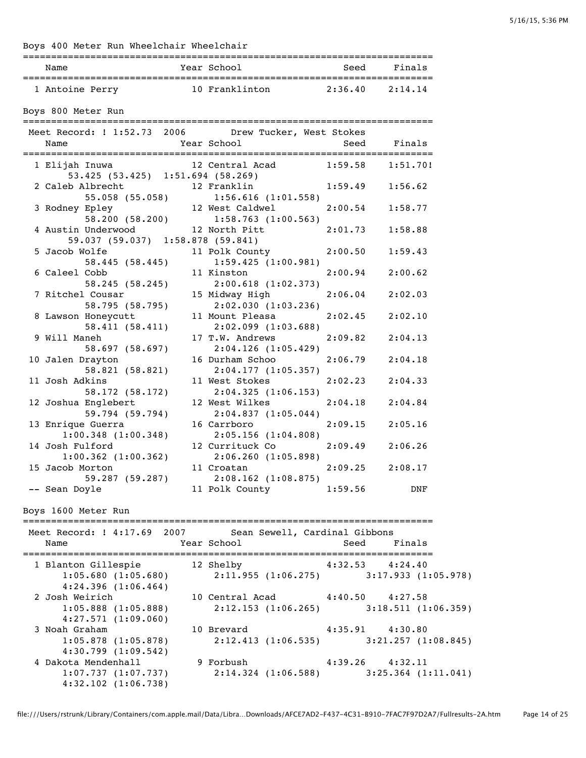## Boys 400 Meter Run Wheelchair Wheelchair

| Place | Name | Year | School | Seed | Finals |
|---|---|---|---|---|---|
| 1 | Antoine Perry | 10 | Franklinton | 2:36.40 | 2:14.14 |

## Boys 800 Meter Run

Meet Record: ! 1:52.73 2006 Drew Tucker, West Stokes

| Place | Name | Year | School | Seed | Finals | Splits |
|---|---|---|---|---|---|---|
| 1 | Elijah Inuwa | 12 | Central Acad | 1:59.58 | 1:51.70! | 53.425 (53.425) 1:51.694 (58.269) |
| 2 | Caleb Albrecht | 12 | Franklin | 1:59.49 | 1:56.62 | 55.058 (55.058) 1:56.616 (1:01.558) |
| 3 | Rodney Epley | 12 | West Caldwel | 2:00.54 | 1:58.77 | 58.200 (58.200) 1:58.763 (1:00.563) |
| 4 | Austin Underwood | 12 | North Pitt | 2:01.73 | 1:58.88 | 59.037 (59.037) 1:58.878 (59.841) |
| 5 | Jacob Wolfe | 11 | Polk County | 2:00.50 | 1:59.43 | 58.445 (58.445) 1:59.425 (1:00.981) |
| 6 | Caleel Cobb | 11 | Kinston | 2:00.94 | 2:00.62 | 58.245 (58.245) 2:00.618 (1:02.373) |
| 7 | Ritchel Cousar | 15 | Midway High | 2:06.04 | 2:02.03 | 58.795 (58.795) 2:02.030 (1:03.236) |
| 8 | Lawson Honeycutt | 11 | Mount Pleasa | 2:02.45 | 2:02.10 | 58.411 (58.411) 2:02.099 (1:03.688) |
| 9 | Will Maneh | 17 | T.W. Andrews | 2:09.82 | 2:04.13 | 58.697 (58.697) 2:04.126 (1:05.429) |
| 10 | Jalen Drayton | 16 | Durham Schoo | 2:06.79 | 2:04.18 | 58.821 (58.821) 2:04.177 (1:05.357) |
| 11 | Josh Adkins | 11 | West Stokes | 2:02.23 | 2:04.33 | 58.172 (58.172) 2:04.325 (1:06.153) |
| 12 | Joshua Englebert | 12 | West Wilkes | 2:04.18 | 2:04.84 | 59.794 (59.794) 2:04.837 (1:05.044) |
| 13 | Enrique Guerra | 16 | Carrboro | 2:09.15 | 2:05.16 | 1:00.348 (1:00.348) 2:05.156 (1:04.808) |
| 14 | Josh Fulford | 12 | Currituck Co | 2:09.49 | 2:06.26 | 1:00.362 (1:00.362) 2:06.260 (1:05.898) |
| 15 | Jacob Morton | 11 | Croatan | 2:09.25 | 2:08.17 | 59.287 (59.287) 2:08.162 (1:08.875) |
| -- | Sean Doyle | 11 | Polk County | 1:59.56 | DNF | |

## Boys 1600 Meter Run

Meet Record: ! 4:17.69 2007 Sean Sewell, Cardinal Gibbons

| Place | Name | Year | School | Seed | Finals | Splits |
|---|---|---|---|---|---|---|
| 1 | Blanton Gillespie | 12 | Shelby | 4:32.53 | 4:24.40 | 1:05.680 (1:05.680) 2:11.955 (1:06.275) 3:17.933 (1:05.978) 4:24.396 (1:06.464) |
| 2 | Josh Weirich | 10 | Central Acad | 4:40.50 | 4:27.58 | 1:05.888 (1:05.888) 2:12.153 (1:06.265) 3:18.511 (1:06.359) 4:27.571 (1:09.060) |
| 3 | Noah Graham | 10 | Brevard | 4:35.91 | 4:30.80 | 1:05.878 (1:05.878) 2:12.413 (1:06.535) 3:21.257 (1:08.845) 4:30.799 (1:09.542) |
| 4 | Dakota Mendenhall | 9 | Forbush | 4:39.26 | 4:32.11 | 1:07.737 (1:07.737) 2:14.324 (1:06.588) 3:25.364 (1:11.041) 4:32.102 (1:06.738) |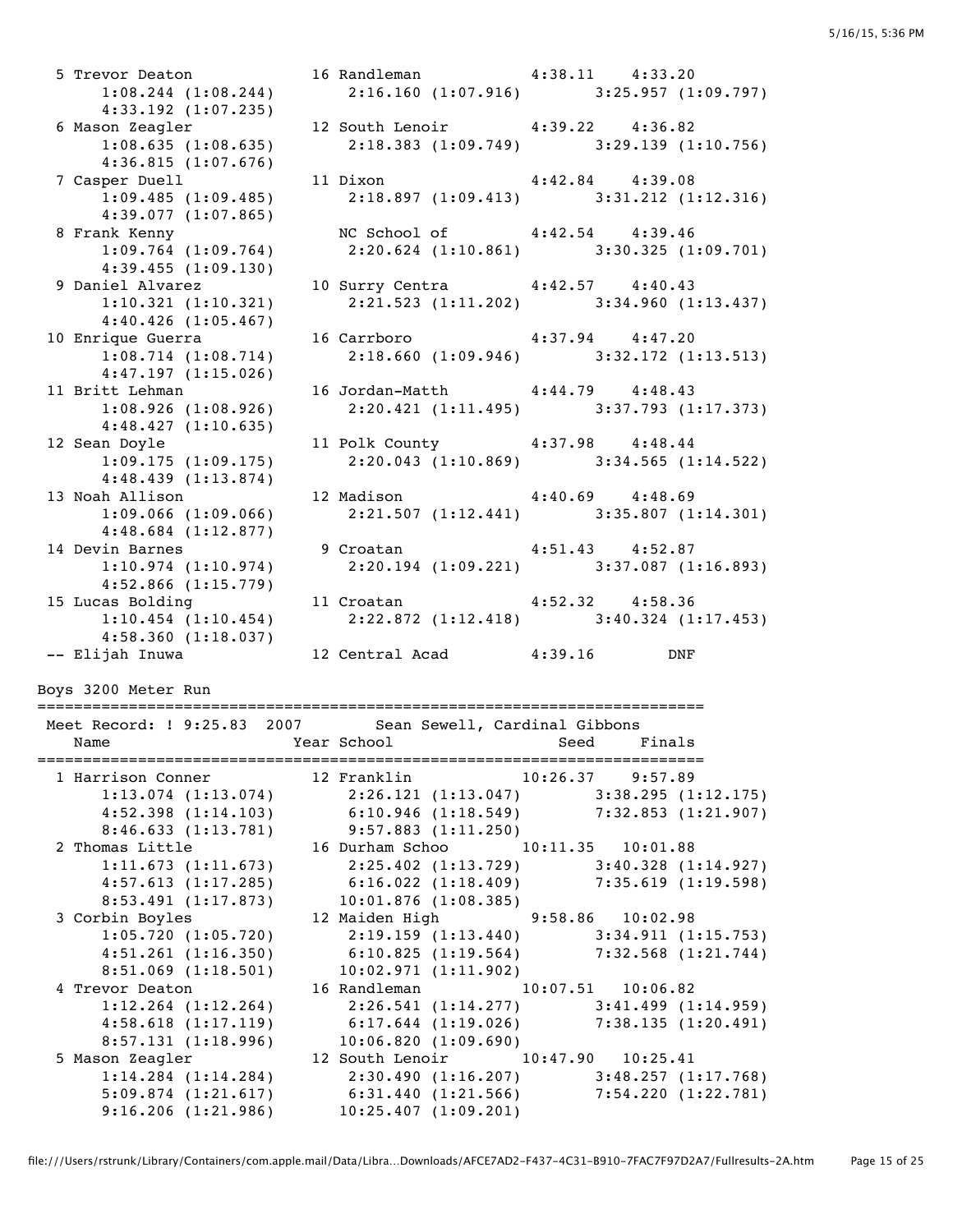```
  5 Trevor Deaton          16 Randleman           4:38.11    4:33.20
       1:08.244 (1:08.244)       2:16.160 (1:07.916)       3:25.957 (1:09.797)
       4:33.192 (1:07.235)
  6 Mason Zeagler          12 South Lenoir        4:39.22    4:36.82
       1:08.635 (1:08.635)       2:18.383 (1:09.749)       3:29.139 (1:10.756)
       4:36.815 (1:07.676)
  7 Casper Duell           11 Dixon               4:42.84    4:39.08
       1:09.485 (1:09.485)       2:18.897 (1:09.413)       3:31.212 (1:12.316)
       4:39.077 (1:07.865)
  8 Frank Kenny               NC School of        4:42.54    4:39.46
       1:09.764 (1:09.764)       2:20.624 (1:10.861)       3:30.325 (1:09.701)
       4:39.455 (1:09.130)
  9 Daniel Alvarez         10 Surry Centra        4:42.57    4:40.43
       1:10.321 (1:10.321)       2:21.523 (1:11.202)       3:34.960 (1:13.437)
       4:40.426 (1:05.467)
 10 Enrique Guerra         16 Carrboro            4:37.94    4:47.20
       1:08.714 (1:08.714)       2:18.660 (1:09.946)       3:32.172 (1:13.513)
       4:47.197 (1:15.026)
 11 Britt Lehman           16 Jordan-Matth        4:44.79    4:48.43
       1:08.926 (1:08.926)       2:20.421 (1:11.495)       3:37.793 (1:17.373)
       4:48.427 (1:10.635)
 12 Sean Doyle             11 Polk County         4:37.98    4:48.44
       1:09.175 (1:09.175)       2:20.043 (1:10.869)       3:34.565 (1:14.522)
       4:48.439 (1:13.874)
 13 Noah Allison           12 Madison             4:40.69    4:48.69
       1:09.066 (1:09.066)       2:21.507 (1:12.441)       3:35.807 (1:14.301)
       4:48.684 (1:12.877)
 14 Devin Barnes            9 Croatan             4:51.43    4:52.87
       1:10.974 (1:10.974)       2:20.194 (1:09.221)       3:37.087 (1:16.893)
       4:52.866 (1:15.779)
 15 Lucas Bolding          11 Croatan             4:52.32    4:58.36
       1:10.454 (1:10.454)       2:22.872 (1:12.418)       3:40.324 (1:17.453)
       4:58.360 (1:18.037)
 -- Elijah Inuwa           12 Central Acad        4:39.16        DNF
```

Boys 3200 Meter Run

```
=========================================================================
 Meet Record: ! 9:25.83  2007        Sean Sewell, Cardinal Gibbons
    Name                    Year School                 Seed     Finals
=========================================================================
  1 Harrison Conner        12 Franklin           10:26.37    9:57.89
       1:13.074 (1:13.074)       2:26.121 (1:13.047)       3:38.295 (1:12.175)
       4:52.398 (1:14.103)       6:10.946 (1:18.549)       7:32.853 (1:21.907)
       8:46.633 (1:13.781)       9:57.883 (1:11.250)
  2 Thomas Little          16 Durham Schoo       10:11.35   10:01.88
       1:11.673 (1:11.673)       2:25.402 (1:13.729)       3:40.328 (1:14.927)
       4:57.613 (1:17.285)       6:16.022 (1:18.409)       7:35.619 (1:19.598)
       8:53.491 (1:17.873)      10:01.876 (1:08.385)
  3 Corbin Boyles          12 Maiden High         9:58.86   10:02.98
       1:05.720 (1:05.720)       2:19.159 (1:13.440)       3:34.911 (1:15.753)
       4:51.261 (1:16.350)       6:10.825 (1:19.564)       7:32.568 (1:21.744)
       8:51.069 (1:18.501)      10:02.971 (1:11.902)
  4 Trevor Deaton          16 Randleman          10:07.51   10:06.82
       1:12.264 (1:12.264)       2:26.541 (1:14.277)       3:41.499 (1:14.959)
       4:58.618 (1:17.119)       6:17.644 (1:19.026)       7:38.135 (1:20.491)
       8:57.131 (1:18.996)      10:06.820 (1:09.690)
  5 Mason Zeagler          12 South Lenoir       10:47.90   10:25.41
       1:14.284 (1:14.284)       2:30.490 (1:16.207)       3:48.257 (1:17.768)
       5:09.874 (1:21.617)       6:31.440 (1:21.566)       7:54.220 (1:22.781)
       9:16.206 (1:21.986)      10:25.407 (1:09.201)
```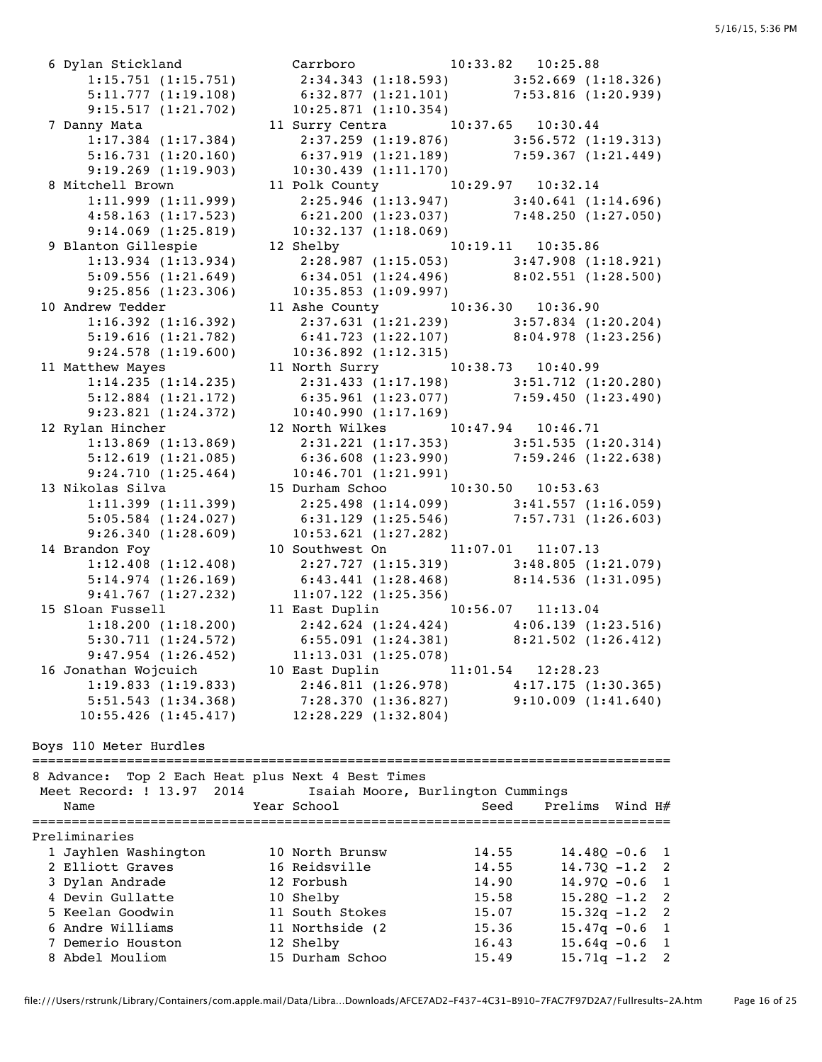```
  6 Dylan Stickland             Carrboro            10:33.82   10:25.88  
       1:15.751 (1:15.751)       2:34.343 (1:18.593)       3:52.669 (1:18.326)
       5:11.777 (1:19.108)       6:32.877 (1:21.101)       7:53.816 (1:20.939)
       9:15.517 (1:21.702)      10:25.871 (1:10.354)
  7 Danny Mata                11 Surry Centra       10:37.65   10:30.44  
       1:17.384 (1:17.384)       2:37.259 (1:19.876)       3:56.572 (1:19.313)
       5:16.731 (1:20.160)       6:37.919 (1:21.189)       7:59.367 (1:21.449)
       9:19.269 (1:19.903)      10:30.439 (1:11.170)
  8 Mitchell Brown            11 Polk County        10:29.97   10:32.14  
       1:11.999 (1:11.999)       2:25.946 (1:13.947)       3:40.641 (1:14.696)
       4:58.163 (1:17.523)       6:21.200 (1:23.037)       7:48.250 (1:27.050)
       9:14.069 (1:25.819)      10:32.137 (1:18.069)
  9 Blanton Gillespie         12 Shelby             10:19.11   10:35.86  
       1:13.934 (1:13.934)       2:28.987 (1:15.053)       3:47.908 (1:18.921)
       5:09.556 (1:21.649)       6:34.051 (1:24.496)       8:02.551 (1:28.500)
       9:25.856 (1:23.306)      10:35.853 (1:09.997)
 10 Andrew Tedder             11 Ashe County        10:36.30   10:36.90  
       1:16.392 (1:16.392)       2:37.631 (1:21.239)       3:57.834 (1:20.204)
       5:19.616 (1:21.782)       6:41.723 (1:22.107)       8:04.978 (1:23.256)
       9:24.578 (1:19.600)      10:36.892 (1:12.315)
 11 Matthew Mayes             11 North Surry        10:38.73   10:40.99  
       1:14.235 (1:14.235)       2:31.433 (1:17.198)       3:51.712 (1:20.280)
       5:12.884 (1:21.172)       6:35.961 (1:23.077)       7:59.450 (1:23.490)
       9:23.821 (1:24.372)      10:40.990 (1:17.169)
 12 Rylan Hincher             12 North Wilkes       10:47.94   10:46.71  
       1:13.869 (1:13.869)       2:31.221 (1:17.353)       3:51.535 (1:20.314)
       5:12.619 (1:21.085)       6:36.608 (1:23.990)       7:59.246 (1:22.638)
       9:24.710 (1:25.464)      10:46.701 (1:21.991)
 13 Nikolas Silva             15 Durham Schoo       10:30.50   10:53.63  
       1:11.399 (1:11.399)       2:25.498 (1:14.099)       3:41.557 (1:16.059)
       5:05.584 (1:24.027)       6:31.129 (1:25.546)       7:57.731 (1:26.603)
       9:26.340 (1:28.609)      10:53.621 (1:27.282)
 14 Brandon Foy               10 Southwest On       11:07.01   11:07.13  
       1:12.408 (1:12.408)       2:27.727 (1:15.319)       3:48.805 (1:21.079)
       5:14.974 (1:26.169)       6:43.441 (1:28.468)       8:14.536 (1:31.095)
       9:41.767 (1:27.232)      11:07.122 (1:25.356)
 15 Sloan Fussell             11 East Duplin        10:56.07   11:13.04  
       1:18.200 (1:18.200)       2:42.624 (1:24.424)       4:06.139 (1:23.516)
       5:30.711 (1:24.572)       6:55.091 (1:24.381)       8:21.502 (1:26.412)
       9:47.954 (1:26.452)      11:13.031 (1:25.078)
 16 Jonathan Wojcuich         10 East Duplin        11:01.54   12:28.23  
       1:19.833 (1:19.833)       2:46.811 (1:26.978)       4:17.175 (1:30.365)
       5:51.543 (1:34.368)       7:28.370 (1:36.827)       9:10.009 (1:41.640)
      10:55.426 (1:45.417)      12:28.229 (1:32.804)
```

## Boys 110 Meter Hurdles

```
================================================================================
8 Advance:  Top 2 Each Heat plus Next 4 Best Times
 Meet Record: ! 13.97  2014        Isaiah Moore, Burlington Cummings
    Name                    Year School               Seed     Prelims  Wind H#
================================================================================
Preliminaries
  1 Jayhlen Washington        10 North Brunsw          14.55      14.48Q -0.6  1
  2 Elliott Graves            16 Reidsville            14.55      14.73Q -1.2  2
  3 Dylan Andrade             12 Forbush               14.90      14.97Q -0.6  1
  4 Devin Gullatte            10 Shelby                15.58      15.28Q -1.2  2
  5 Keelan Goodwin            11 South Stokes          15.07      15.32q -1.2  2
  6 Andre Williams            11 Northside (2          15.36      15.47q -0.6  1
  7 Demerio Houston           12 Shelby                16.43      15.64q -0.6  1
  8 Abdel Mouliom             15 Durham Schoo          15.49      15.71q -1.2  2
```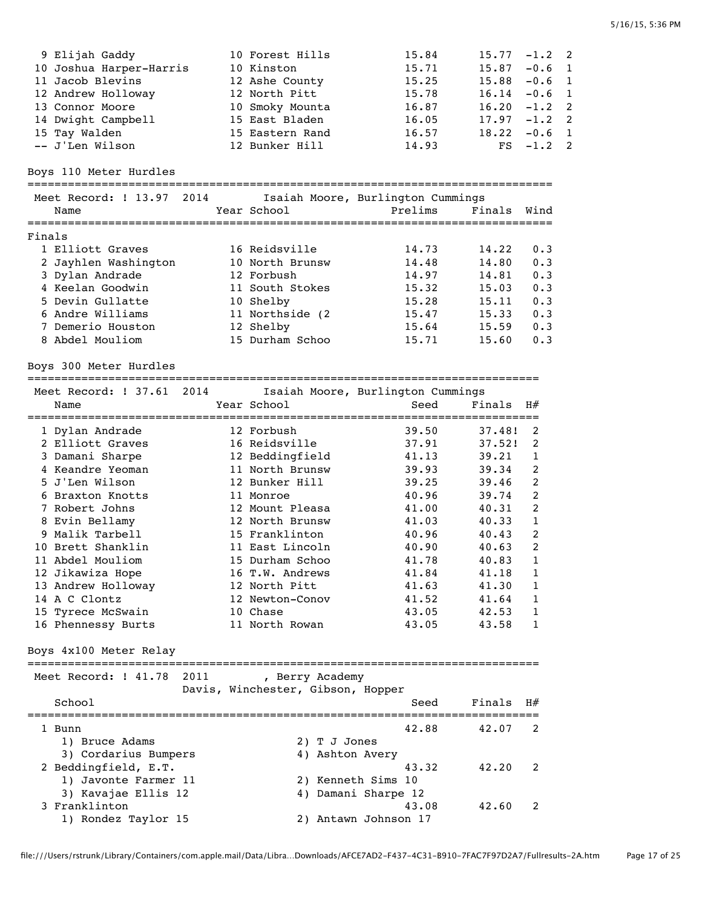| Place | Name | Year | School | Prelims | Finals | Wind | H# |
|---|---|---|---|---|---|---|---|
| 9 | Elijah Gaddy | 10 | Forest Hills | 15.84 | 15.77 | -1.2 | 2 |
| 10 | Joshua Harper-Harris | 10 | Kinston | 15.71 | 15.87 | -0.6 | 1 |
| 11 | Jacob Blevins | 12 | Ashe County | 15.25 | 15.88 | -0.6 | 1 |
| 12 | Andrew Holloway | 12 | North Pitt | 15.78 | 16.14 | -0.6 | 1 |
| 13 | Connor Moore | 10 | Smoky Mounta | 16.87 | 16.20 | -1.2 | 2 |
| 14 | Dwight Campbell | 15 | East Bladen | 16.05 | 17.97 | -1.2 | 2 |
| 15 | Tay Walden | 15 | Eastern Rand | 16.57 | 18.22 | -0.6 | 1 |
| -- | J'Len Wilson | 12 | Bunker Hill | 14.93 | FS | -1.2 | 2 |

## Boys 110 Meter Hurdles

Meet Record: ! 13.97 2014 Isaiah Moore, Burlington Cummings

**Finals**

| Place | Name | Year | School | Prelims | Finals | Wind |
|---|---|---|---|---|---|---|
| 1 | Elliott Graves | 16 | Reidsville | 14.73 | 14.22 | 0.3 |
| 2 | Jayhlen Washington | 10 | North Brunsw | 14.48 | 14.80 | 0.3 |
| 3 | Dylan Andrade | 12 | Forbush | 14.97 | 14.81 | 0.3 |
| 4 | Keelan Goodwin | 11 | South Stokes | 15.32 | 15.03 | 0.3 |
| 5 | Devin Gullatte | 10 | Shelby | 15.28 | 15.11 | 0.3 |
| 6 | Andre Williams | 11 | Northside (2 | 15.47 | 15.33 | 0.3 |
| 7 | Demerio Houston | 12 | Shelby | 15.64 | 15.59 | 0.3 |
| 8 | Abdel Mouliom | 15 | Durham Schoo | 15.71 | 15.60 | 0.3 |

## Boys 300 Meter Hurdles

Meet Record: ! 37.61 2014 Isaiah Moore, Burlington Cummings

| Place | Name | Year | School | Seed | Finals | H# |
|---|---|---|---|---|---|---|
| 1 | Dylan Andrade | 12 | Forbush | 39.50 | 37.48! | 2 |
| 2 | Elliott Graves | 16 | Reidsville | 37.91 | 37.52! | 2 |
| 3 | Damani Sharpe | 12 | Beddingfield | 41.13 | 39.21 | 1 |
| 4 | Keandre Yeoman | 11 | North Brunsw | 39.93 | 39.34 | 2 |
| 5 | J'Len Wilson | 12 | Bunker Hill | 39.25 | 39.46 | 2 |
| 6 | Braxton Knotts | 11 | Monroe | 40.96 | 39.74 | 2 |
| 7 | Robert Johns | 12 | Mount Pleasa | 41.00 | 40.31 | 2 |
| 8 | Evin Bellamy | 12 | North Brunsw | 41.03 | 40.33 | 1 |
| 9 | Malik Tarbell | 15 | Franklinton | 40.96 | 40.43 | 2 |
| 10 | Brett Shanklin | 11 | East Lincoln | 40.90 | 40.63 | 2 |
| 11 | Abdel Mouliom | 15 | Durham Schoo | 41.78 | 40.83 | 1 |
| 12 | Jikawiza Hope | 16 | T.W. Andrews | 41.84 | 41.18 | 1 |
| 13 | Andrew Holloway | 12 | North Pitt | 41.63 | 41.30 | 1 |
| 14 | A C Clontz | 12 | Newton-Conov | 41.52 | 41.64 | 1 |
| 15 | Tyrece McSwain | 10 | Chase | 43.05 | 42.53 | 1 |
| 16 | Phennessy Burts | 11 | North Rowan | 43.05 | 43.58 | 1 |

## Boys 4x100 Meter Relay

Meet Record: ! 41.78 2011 , Berry Academy
Davis, Winchester, Gibson, Hopper

| Place | School | Seed | Finals | H# |
|---|---|---|---|---|
| 1 | Bunn | 42.88 | 42.07 | 2 |
| | 1) Bruce Adams, 2) T J Jones, 3) Cordarius Bumpers, 4) Ashton Avery | | | |
| 2 | Beddingfield, E.T. | 43.32 | 42.20 | 2 |
| | 1) Javonte Farmer 11, 2) Kenneth Sims 10, 3) Kavajae Ellis 12, 4) Damani Sharpe 12 | | | |
| 3 | Franklinton | 43.08 | 42.60 | 2 |
| | 1) Rondez Taylor 15, 2) Antawn Johnson 17 | | | |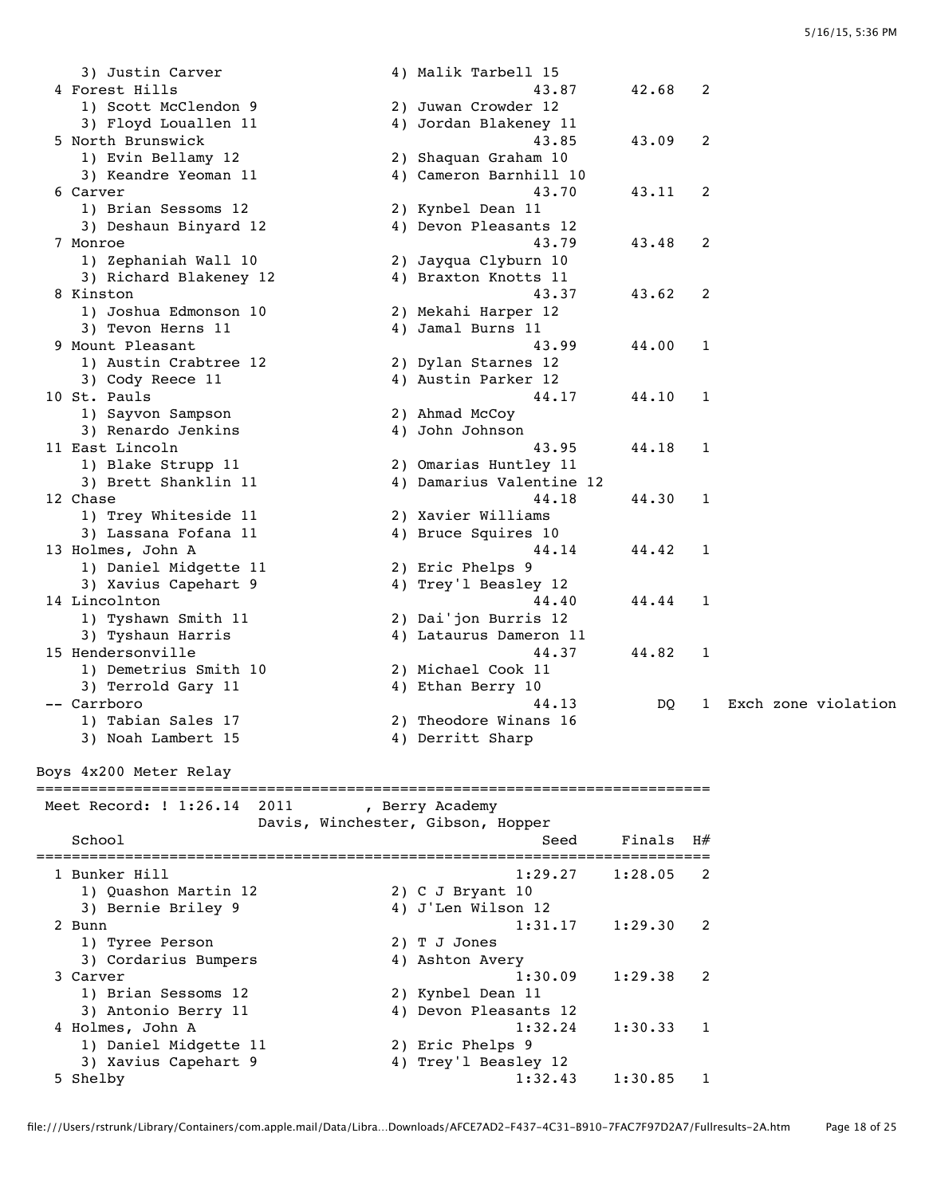```
    3) Justin Carver                4) Malik Tarbell 15
  4 Forest Hills                                43.87      42.68   2
    1) Scott McClendon 9            2) Juwan Crowder 12
    3) Floyd Louallen 11            4) Jordan Blakeney 11
  5 North Brunswick                             43.85      43.09   2
    1) Evin Bellamy 12              2) Shaquan Graham 10
    3) Keandre Yeoman 11            4) Cameron Barnhill 10
  6 Carver                                      43.70      43.11   2
    1) Brian Sessoms 12             2) Kynbel Dean 11
    3) Deshaun Binyard 12           4) Devon Pleasants 12
  7 Monroe                                      43.79      43.48   2
    1) Zephaniah Wall 10            2) Jayqua Clyburn 10
    3) Richard Blakeney 12          4) Braxton Knotts 11
  8 Kinston                                     43.37      43.62   2
    1) Joshua Edmonson 10           2) Mekahi Harper 12
    3) Tevon Herns 11               4) Jamal Burns 11
  9 Mount Pleasant                              43.99      44.00   1
    1) Austin Crabtree 12           2) Dylan Starnes 12
    3) Cody Reece 11                4) Austin Parker 12
 10 St. Pauls                                   44.17      44.10   1
    1) Sayvon Sampson               2) Ahmad McCoy
    3) Renardo Jenkins              4) John Johnson
 11 East Lincoln                                43.95      44.18   1
    1) Blake Strupp 11              2) Omarias Huntley 11
    3) Brett Shanklin 11            4) Damarius Valentine 12
 12 Chase                                       44.18      44.30   1
    1) Trey Whiteside 11            2) Xavier Williams
    3) Lassana Fofana 11            4) Bruce Squires 10
 13 Holmes, John A                              44.14      44.42   1
    1) Daniel Midgette 11           2) Eric Phelps 9
    3) Xavius Capehart 9            4) Trey'l Beasley 12
 14 Lincolnton                                  44.40      44.44   1
    1) Tyshawn Smith 11             2) Dai'jon Burris 12
    3) Tyshaun Harris               4) Lataurus Dameron 11
 15 Hendersonville                              44.37      44.82   1
    1) Demetrius Smith 10           2) Michael Cook 11
    3) Terrold Gary 11              4) Ethan Berry 10
 -- Carrboro                                    44.13         DQ   1  Exch zone violation
    1) Tabian Sales 17              2) Theodore Winans 16
    3) Noah Lambert 15              4) Derritt Sharp

Boys 4x200 Meter Relay
=========================================================================
 Meet Record: ! 1:26.14  2011        , Berry Academy
                     Davis, Winchester, Gibson, Hopper
    School                                      Seed     Finals  H#
=========================================================================
  1 Bunker Hill                               1:29.27    1:28.05   2
    1) Quashon Martin 12            2) C J Bryant 10
    3) Bernie Briley 9              4) J'Len Wilson 12
  2 Bunn                                      1:31.17    1:29.30   2
    1) Tyree Person                 2) T J Jones
    3) Cordarius Bumpers            4) Ashton Avery
  3 Carver                                    1:30.09    1:29.38   2
    1) Brian Sessoms 12             2) Kynbel Dean 11
    3) Antonio Berry 11             4) Devon Pleasants 12
  4 Holmes, John A                            1:32.24    1:30.33   1
    1) Daniel Midgette 11           2) Eric Phelps 9
    3) Xavius Capehart 9            4) Trey'l Beasley 12
  5 Shelby                                    1:32.43    1:30.85   1
```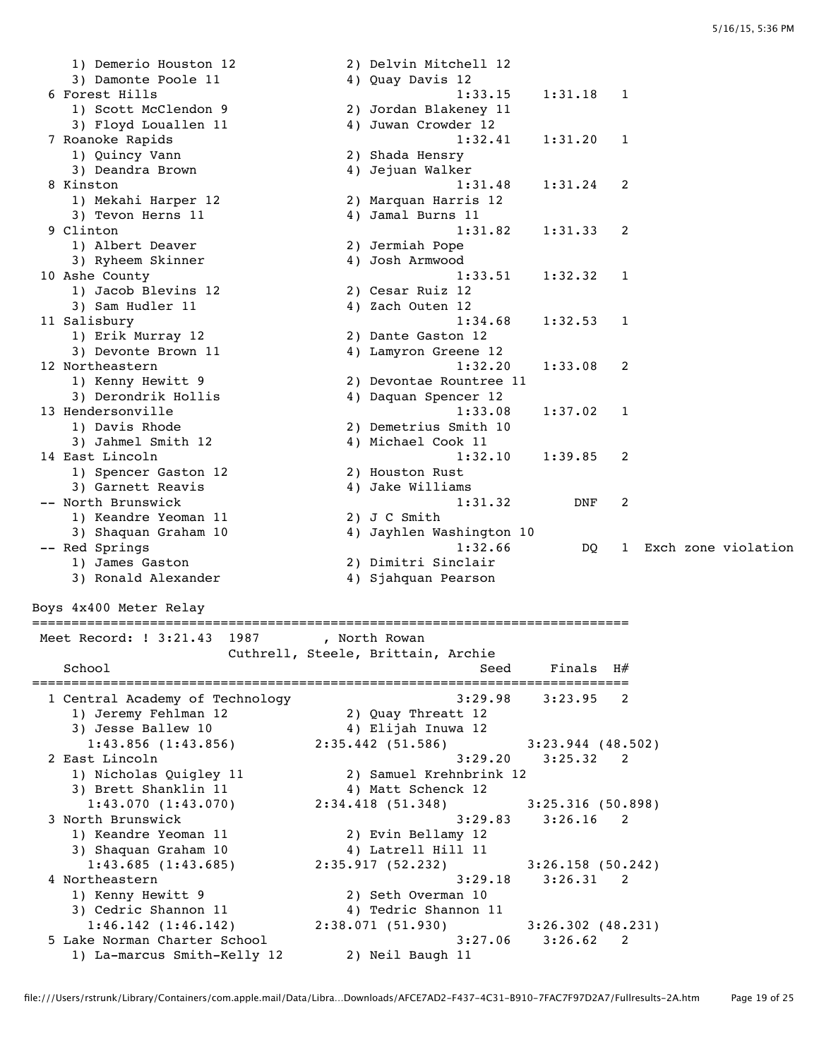```
    1) Demerio Houston 12           2) Delvin Mitchell 12
    3) Damonte Poole 11             4) Quay Davis 12
  6 Forest Hills                               1:33.15    1:31.18   1
    1) Scott McClendon 9            2) Jordan Blakeney 11
    3) Floyd Louallen 11            4) Juwan Crowder 12
  7 Roanoke Rapids                             1:32.41    1:31.20   1
    1) Quincy Vann                  2) Shada Hensry
    3) Deandra Brown                4) Jejuan Walker
  8 Kinston                                    1:31.48    1:31.24   2
    1) Mekahi Harper 12             2) Marquan Harris 12
    3) Tevon Herns 11               4) Jamal Burns 11
  9 Clinton                                    1:31.82    1:31.33   2
    1) Albert Deaver                2) Jermiah Pope
    3) Ryheem Skinner               4) Josh Armwood
 10 Ashe County                                1:33.51    1:32.32   1
    1) Jacob Blevins 12             2) Cesar Ruiz 12
    3) Sam Hudler 11                4) Zach Outen 12
 11 Salisbury                                  1:34.68    1:32.53   1
    1) Erik Murray 12               2) Dante Gaston 12
    3) Devonte Brown 11             4) Lamyron Greene 12
 12 Northeastern                               1:32.20    1:33.08   2
    1) Kenny Hewitt 9               2) Devontae Rountree 11
    3) Derondrik Hollis             4) Daquan Spencer 12
 13 Hendersonville                             1:33.08    1:37.02   1
    1) Davis Rhode                  2) Demetrius Smith 10
    3) Jahmel Smith 12              4) Michael Cook 11
 14 East Lincoln                               1:32.10    1:39.85   2
    1) Spencer Gaston 12            2) Houston Rust
    3) Garnett Reavis               4) Jake Williams
 -- North Brunswick                            1:31.32        DNF   2
    1) Keandre Yeoman 11            2) J C Smith
    3) Shaquan Graham 10            4) Jayhlen Washington 10
 -- Red Springs                                1:32.66         DQ   1  Exch zone violation
    1) James Gaston                 2) Dimitri Sinclair
    3) Ronald Alexander             4) Sjahquan Pearson

Boys 4x400 Meter Relay
===========================================================================
 Meet Record: ! 3:21.43  1987        , North Rowan
                    Cuthrell, Steele, Brittain, Archie
    School                                        Seed     Finals  H#
===========================================================================
  1 Central Academy of Technology              3:29.98    3:23.95   2
    1) Jeremy Fehlman 12            2) Quay Threatt 12
    3) Jesse Ballew 10              4) Elijah Inuwa 12
      1:43.856 (1:43.856)       2:35.442 (51.586)         3:23.944 (48.502)
  2 East Lincoln                               3:29.20    3:25.32   2
    1) Nicholas Quigley 11          2) Samuel Krehnbrink 12
    3) Brett Shanklin 11            4) Matt Schenck 12
      1:43.070 (1:43.070)       2:34.418 (51.348)         3:25.316 (50.898)
  3 North Brunswick                            3:29.83    3:26.16   2
    1) Keandre Yeoman 11            2) Evin Bellamy 12
    3) Shaquan Graham 10            4) Latrell Hill 11
      1:43.685 (1:43.685)       2:35.917 (52.232)         3:26.158 (50.242)
  4 Northeastern                               3:29.18    3:26.31   2
    1) Kenny Hewitt 9               2) Seth Overman 10
    3) Cedric Shannon 11            4) Tedric Shannon 11
      1:46.142 (1:46.142)       2:38.071 (51.930)         3:26.302 (48.231)
  5 Lake Norman Charter School                 3:27.06    3:26.62   2
    1) La-marcus Smith-Kelly 12     2) Neil Baugh 11
```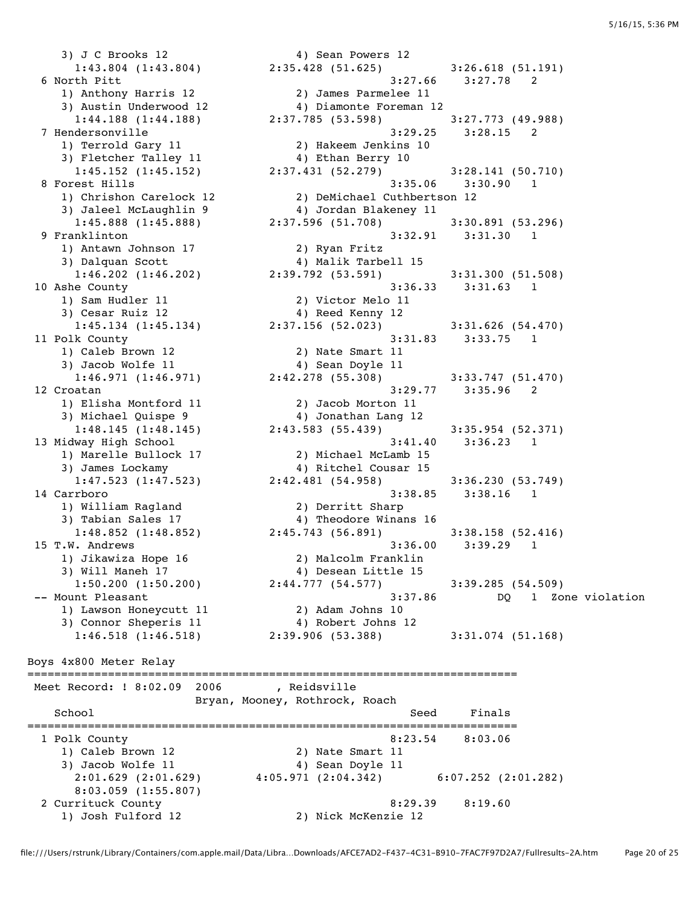```
    3) J C Brooks 12                  4) Sean Powers 12
       1:43.804 (1:43.804)       2:35.428 (51.625)         3:26.618 (51.191)
  6 North Pitt                                            3:27.66    3:27.78   2
    1) Anthony Harris 12              2) James Parmelee 11
    3) Austin Underwood 12            4) Diamonte Foreman 12
       1:44.188 (1:44.188)       2:37.785 (53.598)         3:27.773 (49.988)
  7 Hendersonville                                        3:29.25    3:28.15   2
    1) Terrold Gary 11                2) Hakeem Jenkins 10
    3) Fletcher Talley 11             4) Ethan Berry 10
       1:45.152 (1:45.152)       2:37.431 (52.279)         3:28.141 (50.710)
  8 Forest Hills                                          3:35.06    3:30.90   1
    1) Chrishon Carelock 12           2) DeMichael Cuthbertson 12
    3) Jaleel McLaughlin 9            4) Jordan Blakeney 11
       1:45.888 (1:45.888)       2:37.596 (51.708)         3:30.891 (53.296)
  9 Franklinton                                           3:32.91    3:31.30   1
    1) Antawn Johnson 17              2) Ryan Fritz
    3) Dalquan Scott                  4) Malik Tarbell 15
       1:46.202 (1:46.202)       2:39.792 (53.591)         3:31.300 (51.508)
 10 Ashe County                                           3:36.33    3:31.63   1
    1) Sam Hudler 11                  2) Victor Melo 11
    3) Cesar Ruiz 12                  4) Reed Kenny 12
       1:45.134 (1:45.134)       2:37.156 (52.023)         3:31.626 (54.470)
 11 Polk County                                           3:31.83    3:33.75   1
    1) Caleb Brown 12                 2) Nate Smart 11
    3) Jacob Wolfe 11                 4) Sean Doyle 11
       1:46.971 (1:46.971)       2:42.278 (55.308)         3:33.747 (51.470)
 12 Croatan                                               3:29.77    3:35.96   2
    1) Elisha Montford 11             2) Jacob Morton 11
    3) Michael Quispe 9               4) Jonathan Lang 12
       1:48.145 (1:48.145)       2:43.583 (55.439)         3:35.954 (52.371)
 13 Midway High School                                    3:41.40    3:36.23   1
    1) Marelle Bullock 17             2) Michael McLamb 15
    3) James Lockamy                  4) Ritchel Cousar 15
       1:47.523 (1:47.523)       2:42.481 (54.958)         3:36.230 (53.749)
 14 Carrboro                                              3:38.85    3:38.16   1
    1) William Ragland                2) Derritt Sharp
    3) Tabian Sales 17                4) Theodore Winans 16
       1:48.852 (1:48.852)       2:45.743 (56.891)         3:38.158 (52.416)
 15 T.W. Andrews                                          3:36.00    3:39.29   1
    1) Jikawiza Hope 16               2) Malcolm Franklin
    3) Will Maneh 17                  4) Desean Little 15
       1:50.200 (1:50.200)       2:44.777 (54.577)         3:39.285 (54.509)
 -- Mount Pleasant                                        3:37.86         DQ   1  Zone violation
    1) Lawson Honeycutt 11            2) Adam Johns 10
    3) Connor Sheperis 11             4) Robert Johns 12
       1:46.518 (1:46.518)       2:39.906 (53.388)         3:31.074 (51.168)

Boys 4x800 Meter Relay
=========================================================================
 Meet Record: ! 8:02.09  2006        , Reidsville
                       Bryan, Mooney, Rothrock, Roach
    School                                               Seed     Finals
=========================================================================
  1 Polk County                                       8:23.54    8:03.06
    1) Caleb Brown 12                 2) Nate Smart 11
    3) Jacob Wolfe 11                 4) Sean Doyle 11
       2:01.629 (2:01.629)      4:05.971 (2:04.342)       6:07.252 (2:01.282)
       8:03.059 (1:55.807)
  2 Currituck County                                  8:29.39    8:19.60
    1) Josh Fulford 12                2) Nick McKenzie 12
```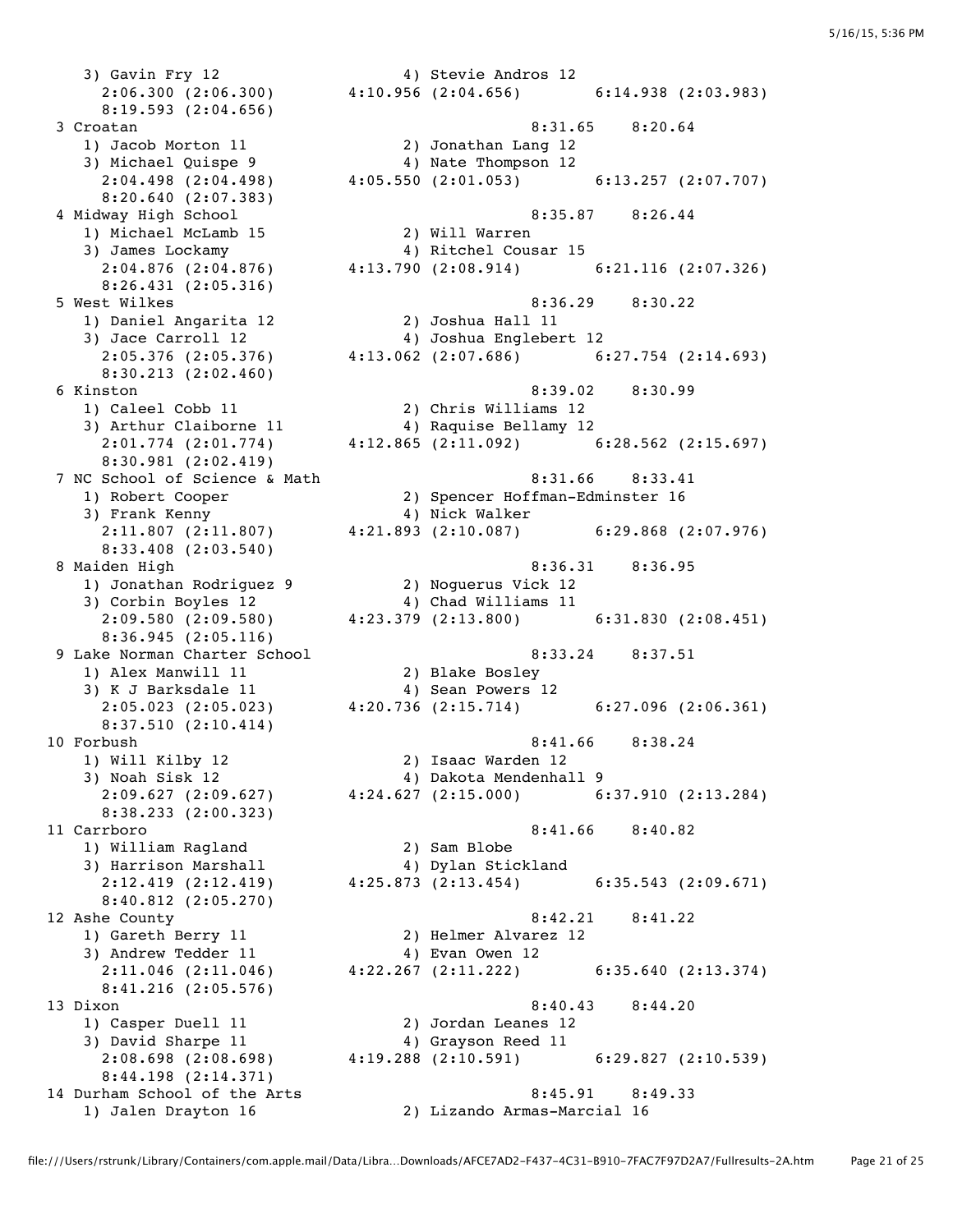```
   3) Gavin Fry 12                  4) Stevie Andros 12
      2:06.300 (2:06.300)     4:10.956 (2:04.656)       6:14.938 (2:03.983)
      8:19.593 (2:04.656)
 3 Croatan                                            8:31.65    8:20.64
   1) Jacob Morton 11               2) Jonathan Lang 12
   3) Michael Quispe 9              4) Nate Thompson 12
      2:04.498 (2:04.498)     4:05.550 (2:01.053)       6:13.257 (2:07.707)
      8:20.640 (2:07.383)
 4 Midway High School                                 8:35.87    8:26.44
   1) Michael McLamb 15             2) Will Warren
   3) James Lockamy                 4) Ritchel Cousar 15
      2:04.876 (2:04.876)     4:13.790 (2:08.914)       6:21.116 (2:07.326)
      8:26.431 (2:05.316)
 5 West Wilkes                                        8:36.29    8:30.22
   1) Daniel Angarita 12            2) Joshua Hall 11
   3) Jace Carroll 12               4) Joshua Englebert 12
      2:05.376 (2:05.376)     4:13.062 (2:07.686)       6:27.754 (2:14.693)
      8:30.213 (2:02.460)
 6 Kinston                                            8:39.02    8:30.99
   1) Caleel Cobb 11                2) Chris Williams 12
   3) Arthur Claiborne 11           4) Raquise Bellamy 12
      2:01.774 (2:01.774)     4:12.865 (2:11.092)       6:28.562 (2:15.697)
      8:30.981 (2:02.419)
 7 NC School of Science & Math                        8:31.66    8:33.41
   1) Robert Cooper                 2) Spencer Hoffman-Edminster 16
   3) Frank Kenny                   4) Nick Walker
      2:11.807 (2:11.807)     4:21.893 (2:10.087)       6:29.868 (2:07.976)
      8:33.408 (2:03.540)
 8 Maiden High                                        8:36.31    8:36.95
   1) Jonathan Rodriguez 9          2) Noguerus Vick 12
   3) Corbin Boyles 12              4) Chad Williams 11
      2:09.580 (2:09.580)     4:23.379 (2:13.800)       6:31.830 (2:08.451)
      8:36.945 (2:05.116)
 9 Lake Norman Charter School                         8:33.24    8:37.51
   1) Alex Manwill 11               2) Blake Bosley
   3) K J Barksdale 11              4) Sean Powers 12
      2:05.023 (2:05.023)     4:20.736 (2:15.714)       6:27.096 (2:06.361)
      8:37.510 (2:10.414)
10 Forbush                                            8:41.66    8:38.24
   1) Will Kilby 12                 2) Isaac Warden 12
   3) Noah Sisk 12                  4) Dakota Mendenhall 9
      2:09.627 (2:09.627)     4:24.627 (2:15.000)       6:37.910 (2:13.284)
      8:38.233 (2:00.323)
11 Carrboro                                           8:41.66    8:40.82
   1) William Ragland               2) Sam Blobe
   3) Harrison Marshall             4) Dylan Stickland
      2:12.419 (2:12.419)     4:25.873 (2:13.454)       6:35.543 (2:09.671)
      8:40.812 (2:05.270)
12 Ashe County                                        8:42.21    8:41.22
   1) Gareth Berry 11               2) Helmer Alvarez 12
   3) Andrew Tedder 11              4) Evan Owen 12
      2:11.046 (2:11.046)     4:22.267 (2:11.222)       6:35.640 (2:13.374)
      8:41.216 (2:05.576)
13 Dixon                                              8:40.43    8:44.20
   1) Casper Duell 11               2) Jordan Leanes 12
   3) David Sharpe 11               4) Grayson Reed 11
      2:08.698 (2:08.698)     4:19.288 (2:10.591)       6:29.827 (2:10.539)
      8:44.198 (2:14.371)
14 Durham School of the Arts                          8:45.91    8:49.33
   1) Jalen Drayton 16              2) Lizando Armas-Marcial 16
```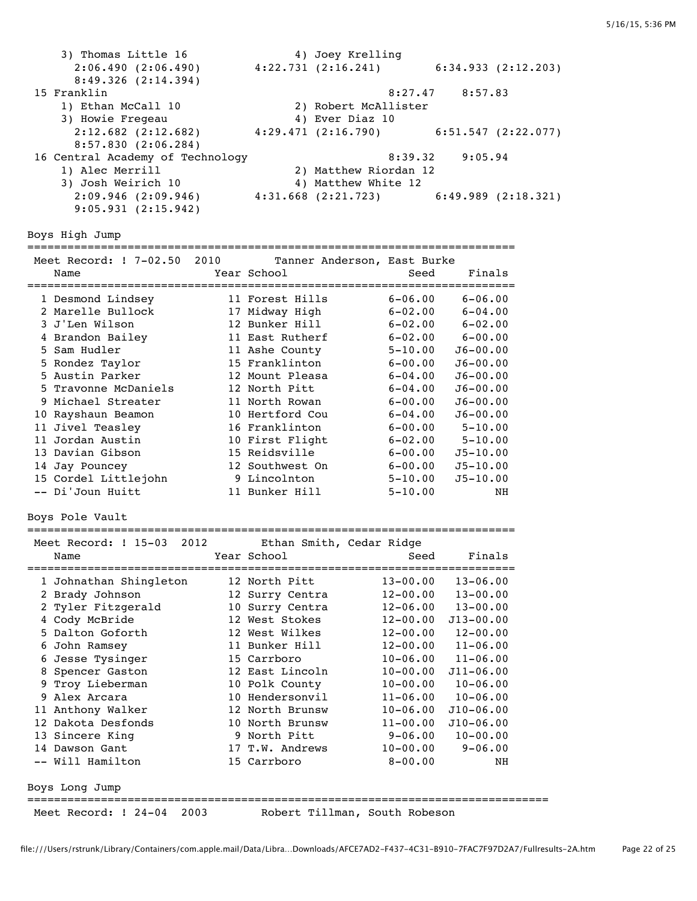3) Thomas Little 16 4) Joey Krelling
2:06.490 (2:06.490) 4:22.731 (2:16.241) 6:34.933 (2:12.203)
8:49.326 (2:14.394)

15 Franklin 8:27.47 8:57.83
1) Ethan McCall 10 2) Robert McAllister
3) Howie Fregeau 4) Ever Diaz 10
2:12.682 (2:12.682) 4:29.471 (2:16.790) 6:51.547 (2:22.077)
8:57.830 (2:06.284)

16 Central Academy of Technology 8:39.32 9:05.94
1) Alec Merrill 2) Matthew Riordan 12
3) Josh Weirich 10 4) Matthew White 12
2:09.946 (2:09.946) 4:31.668 (2:21.723) 6:49.989 (2:18.321)
9:05.931 (2:15.942)

## Boys High Jump

Meet Record: ! 7-02.50 2010 Tanner Anderson, East Burke

| | Name | Year | School | Seed | Finals |
|---|---|---|---|---|---|
| 1 | Desmond Lindsey | 11 | Forest Hills | 6-06.00 | 6-06.00 |
| 2 | Marelle Bullock | 17 | Midway High | 6-02.00 | 6-04.00 |
| 3 | J'Len Wilson | 12 | Bunker Hill | 6-02.00 | 6-02.00 |
| 4 | Brandon Bailey | 11 | East Rutherf | 6-02.00 | 6-00.00 |
| 5 | Sam Hudler | 11 | Ashe County | 5-10.00 | J6-00.00 |
| 5 | Rondez Taylor | 15 | Franklinton | 6-00.00 | J6-00.00 |
| 5 | Austin Parker | 12 | Mount Pleasa | 6-04.00 | J6-00.00 |
| 5 | Travonne McDaniels | 12 | North Pitt | 6-04.00 | J6-00.00 |
| 9 | Michael Streater | 11 | North Rowan | 6-00.00 | J6-00.00 |
| 10 | Rayshaun Beamon | 10 | Hertford Cou | 6-04.00 | J6-00.00 |
| 11 | Jivel Teasley | 16 | Franklinton | 6-00.00 | 5-10.00 |
| 11 | Jordan Austin | 10 | First Flight | 6-02.00 | 5-10.00 |
| 13 | Davian Gibson | 15 | Reidsville | 6-00.00 | J5-10.00 |
| 14 | Jay Pouncey | 12 | Southwest On | 6-00.00 | J5-10.00 |
| 15 | Cordel Littlejohn | 9 | Lincolnton | 5-10.00 | J5-10.00 |
| -- | Di'Joun Huitt | 11 | Bunker Hill | 5-10.00 | NH |

## Boys Pole Vault

Meet Record: ! 15-03 2012 Ethan Smith, Cedar Ridge

| | Name | Year | School | Seed | Finals |
|---|---|---|---|---|---|
| 1 | Johnathan Shingleton | 12 | North Pitt | 13-00.00 | 13-06.00 |
| 2 | Brady Johnson | 12 | Surry Centra | 12-00.00 | 13-00.00 |
| 2 | Tyler Fitzgerald | 10 | Surry Centra | 12-06.00 | 13-00.00 |
| 4 | Cody McBride | 12 | West Stokes | 12-00.00 | J13-00.00 |
| 5 | Dalton Goforth | 12 | West Wilkes | 12-00.00 | 12-00.00 |
| 6 | John Ramsey | 11 | Bunker Hill | 12-00.00 | 11-06.00 |
| 6 | Jesse Tysinger | 15 | Carrboro | 10-06.00 | 11-06.00 |
| 8 | Spencer Gaston | 12 | East Lincoln | 10-00.00 | J11-06.00 |
| 9 | Troy Lieberman | 10 | Polk County | 10-00.00 | 10-06.00 |
| 9 | Alex Arcara | 10 | Hendersonvil | 11-06.00 | 10-06.00 |
| 11 | Anthony Walker | 12 | North Brunsw | 10-06.00 | J10-06.00 |
| 12 | Dakota Desfonds | 10 | North Brunsw | 11-00.00 | J10-06.00 |
| 13 | Sincere King | 9 | North Pitt | 9-06.00 | 10-00.00 |
| 14 | Dawson Gant | 17 | T.W. Andrews | 10-00.00 | 9-06.00 |
| -- | Will Hamilton | 15 | Carrboro | 8-00.00 | NH |

## Boys Long Jump

Meet Record: ! 24-04 2003 Robert Tillman, South Robeson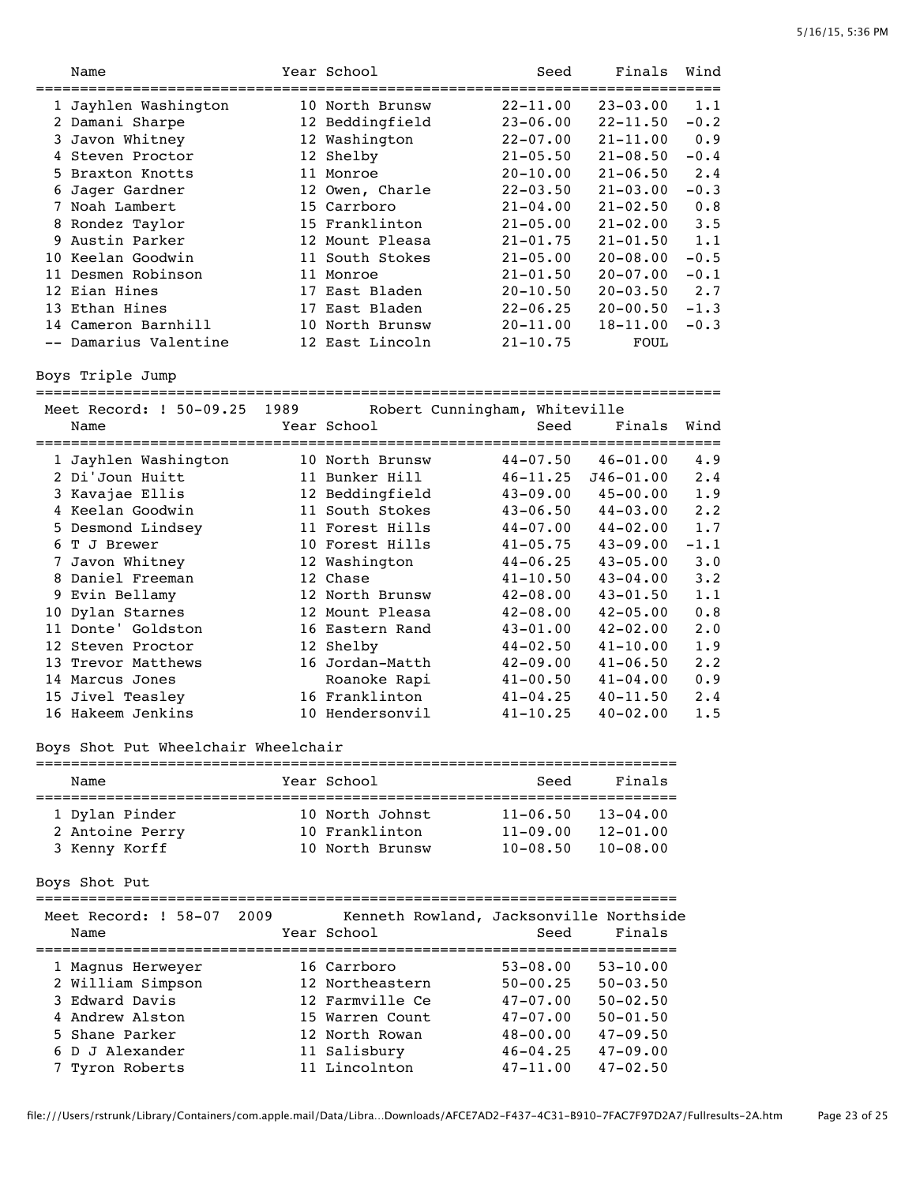| | Name | Year | School | Seed | Finals | Wind |
|---|---|---|---|---|---|---|
| 1 | Jayhlen Washington | 10 | North Brunsw | 22-11.00 | 23-03.00 | 1.1 |
| 2 | Damani Sharpe | 12 | Beddingfield | 23-06.00 | 22-11.50 | -0.2 |
| 3 | Javon Whitney | 12 | Washington | 22-07.00 | 21-11.00 | 0.9 |
| 4 | Steven Proctor | 12 | Shelby | 21-05.50 | 21-08.50 | -0.4 |
| 5 | Braxton Knotts | 11 | Monroe | 20-10.00 | 21-06.50 | 2.4 |
| 6 | Jager Gardner | 12 | Owen, Charle | 22-03.50 | 21-03.00 | -0.3 |
| 7 | Noah Lambert | 15 | Carrboro | 21-04.00 | 21-02.50 | 0.8 |
| 8 | Rondez Taylor | 15 | Franklinton | 21-05.00 | 21-02.00 | 3.5 |
| 9 | Austin Parker | 12 | Mount Pleasa | 21-01.75 | 21-01.50 | 1.1 |
| 10 | Keelan Goodwin | 11 | South Stokes | 21-05.00 | 20-08.00 | -0.5 |
| 11 | Desmen Robinson | 11 | Monroe | 21-01.50 | 20-07.00 | -0.1 |
| 12 | Eian Hines | 17 | East Bladen | 20-10.50 | 20-03.50 | 2.7 |
| 13 | Ethan Hines | 17 | East Bladen | 22-06.25 | 20-00.50 | -1.3 |
| 14 | Cameron Barnhill | 10 | North Brunsw | 20-11.00 | 18-11.00 | -0.3 |
| -- | Damarius Valentine | 12 | East Lincoln | 21-10.75 | FOUL | |

Boys Triple Jump

Meet Record: ! 50-09.25 1989 Robert Cunningham, Whiteville

| | Name | Year | School | Seed | Finals | Wind |
|---|---|---|---|---|---|---|
| 1 | Jayhlen Washington | 10 | North Brunsw | 44-07.50 | 46-01.00 | 4.9 |
| 2 | Di'Joun Huitt | 11 | Bunker Hill | 46-11.25 | J46-01.00 | 2.4 |
| 3 | Kavajae Ellis | 12 | Beddingfield | 43-09.00 | 45-00.00 | 1.9 |
| 4 | Keelan Goodwin | 11 | South Stokes | 43-06.50 | 44-03.00 | 2.2 |
| 5 | Desmond Lindsey | 11 | Forest Hills | 44-07.00 | 44-02.00 | 1.7 |
| 6 | T J Brewer | 10 | Forest Hills | 41-05.75 | 43-09.00 | -1.1 |
| 7 | Javon Whitney | 12 | Washington | 44-06.25 | 43-05.00 | 3.0 |
| 8 | Daniel Freeman | 12 | Chase | 41-10.50 | 43-04.00 | 3.2 |
| 9 | Evin Bellamy | 12 | North Brunsw | 42-08.00 | 43-01.50 | 1.1 |
| 10 | Dylan Starnes | 12 | Mount Pleasa | 42-08.00 | 42-05.00 | 0.8 |
| 11 | Donte' Goldston | 16 | Eastern Rand | 43-01.00 | 42-02.00 | 2.0 |
| 12 | Steven Proctor | 12 | Shelby | 44-02.50 | 41-10.00 | 1.9 |
| 13 | Trevor Matthews | 16 | Jordan-Matth | 42-09.00 | 41-06.50 | 2.2 |
| 14 | Marcus Jones | | Roanoke Rapi | 41-00.50 | 41-04.00 | 0.9 |
| 15 | Jivel Teasley | 16 | Franklinton | 41-04.25 | 40-11.50 | 2.4 |
| 16 | Hakeem Jenkins | 10 | Hendersonvil | 41-10.25 | 40-02.00 | 1.5 |

Boys Shot Put Wheelchair Wheelchair

| | Name | Year | School | Seed | Finals |
|---|---|---|---|---|---|
| 1 | Dylan Pinder | 10 | North Johnst | 11-06.50 | 13-04.00 |
| 2 | Antoine Perry | 10 | Franklinton | 11-09.00 | 12-01.00 |
| 3 | Kenny Korff | 10 | North Brunsw | 10-08.50 | 10-08.00 |

Boys Shot Put

Meet Record: ! 58-07 2009 Kenneth Rowland, Jacksonville Northside

| | Name | Year | School | Seed | Finals |
|---|---|---|---|---|---|
| 1 | Magnus Herweyer | 16 | Carrboro | 53-08.00 | 53-10.00 |
| 2 | William Simpson | 12 | Northeastern | 50-00.25 | 50-03.50 |
| 3 | Edward Davis | 12 | Farmville Ce | 47-07.00 | 50-02.50 |
| 4 | Andrew Alston | 15 | Warren Count | 47-07.00 | 50-01.50 |
| 5 | Shane Parker | 12 | North Rowan | 48-00.00 | 47-09.50 |
| 6 | D J Alexander | 11 | Salisbury | 46-04.25 | 47-09.00 |
| 7 | Tyron Roberts | 11 | Lincolnton | 47-11.00 | 47-02.50 |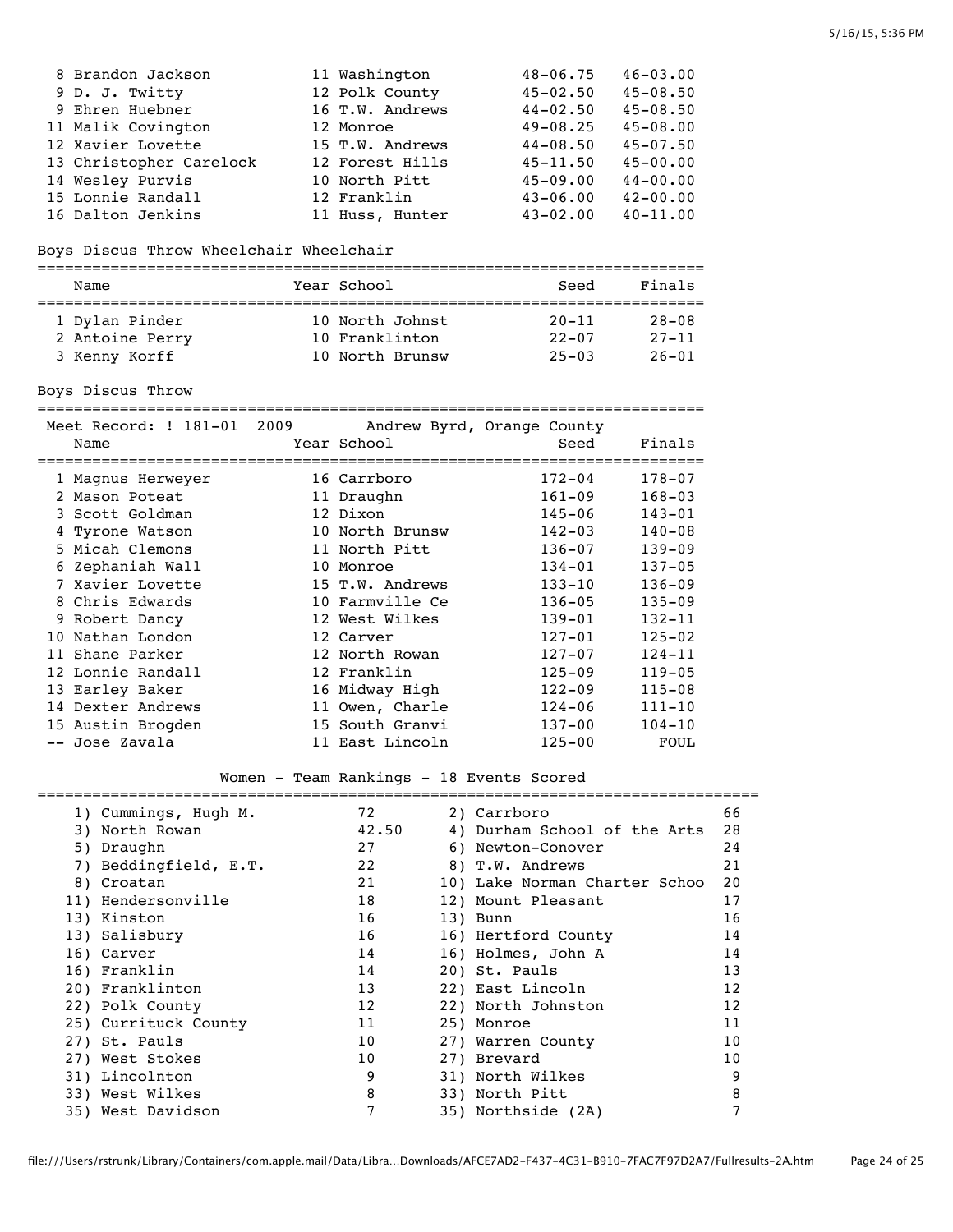| Place | Name | Year | School | Seed | Finals |
|---|---|---|---|---|---|
| 8 | Brandon Jackson | 11 | Washington | 48-06.75 | 46-03.00 |
| 9 | D. J. Twitty | 12 | Polk County | 45-02.50 | 45-08.50 |
| 9 | Ehren Huebner | 16 | T.W. Andrews | 44-02.50 | 45-08.50 |
| 11 | Malik Covington | 12 | Monroe | 49-08.25 | 45-08.00 |
| 12 | Xavier Lovette | 15 | T.W. Andrews | 44-08.50 | 45-07.50 |
| 13 | Christopher Carelock | 12 | Forest Hills | 45-11.50 | 45-00.00 |
| 14 | Wesley Purvis | 10 | North Pitt | 45-09.00 | 44-00.00 |
| 15 | Lonnie Randall | 12 | Franklin | 43-06.00 | 42-00.00 |
| 16 | Dalton Jenkins | 11 | Huss, Hunter | 43-02.00 | 40-11.00 |

## Boys Discus Throw Wheelchair Wheelchair

| Place | Name | Year | School | Seed | Finals |
|---|---|---|---|---|---|
| 1 | Dylan Pinder | 10 | North Johnst | 20-11 | 28-08 |
| 2 | Antoine Perry | 10 | Franklinton | 22-07 | 27-11 |
| 3 | Kenny Korff | 10 | North Brunsw | 25-03 | 26-01 |

## Boys Discus Throw

Meet Record: ! 181-01 2009 Andrew Byrd, Orange County

| Place | Name | Year | School | Seed | Finals |
|---|---|---|---|---|---|
| 1 | Magnus Herweyer | 16 | Carrboro | 172-04 | 178-07 |
| 2 | Mason Poteat | 11 | Draughn | 161-09 | 168-03 |
| 3 | Scott Goldman | 12 | Dixon | 145-06 | 143-01 |
| 4 | Tyrone Watson | 10 | North Brunsw | 142-03 | 140-08 |
| 5 | Micah Clemons | 11 | North Pitt | 136-07 | 139-09 |
| 6 | Zephaniah Wall | 10 | Monroe | 134-01 | 137-05 |
| 7 | Xavier Lovette | 15 | T.W. Andrews | 133-10 | 136-09 |
| 8 | Chris Edwards | 10 | Farmville Ce | 136-05 | 135-09 |
| 9 | Robert Dancy | 12 | West Wilkes | 139-01 | 132-11 |
| 10 | Nathan London | 12 | Carver | 127-01 | 125-02 |
| 11 | Shane Parker | 12 | North Rowan | 127-07 | 124-11 |
| 12 | Lonnie Randall | 12 | Franklin | 125-09 | 119-05 |
| 13 | Earley Baker | 16 | Midway High | 122-09 | 115-08 |
| 14 | Dexter Andrews | 11 | Owen, Charle | 124-06 | 111-10 |
| 15 | Austin Brogden | 15 | South Granvi | 137-00 | 104-10 |
| -- | Jose Zavala | 11 | East Lincoln | 125-00 | FOUL |

## Women - Team Rankings - 18 Events Scored

| Rank | Team | Points | Rank | Team | Points |
|---|---|---|---|---|---|
| 1) | Cummings, Hugh M. | 72 | 2) | Carrboro | 66 |
| 3) | North Rowan | 42.50 | 4) | Durham School of the Arts | 28 |
| 5) | Draughn | 27 | 6) | Newton-Conover | 24 |
| 7) | Beddingfield, E.T. | 22 | 8) | T.W. Andrews | 21 |
| 8) | Croatan | 21 | 10) | Lake Norman Charter Schoo | 20 |
| 11) | Hendersonville | 18 | 12) | Mount Pleasant | 17 |
| 13) | Kinston | 16 | 13) | Bunn | 16 |
| 13) | Salisbury | 16 | 16) | Hertford County | 14 |
| 16) | Carver | 14 | 16) | Holmes, John A | 14 |
| 16) | Franklin | 14 | 20) | St. Pauls | 13 |
| 20) | Franklinton | 13 | 22) | East Lincoln | 12 |
| 22) | Polk County | 12 | 22) | North Johnston | 12 |
| 25) | Currituck County | 11 | 25) | Monroe | 11 |
| 27) | St. Pauls | 10 | 27) | Warren County | 10 |
| 27) | West Stokes | 10 | 27) | Brevard | 10 |
| 31) | Lincolnton | 9 | 31) | North Wilkes | 9 |
| 33) | West Wilkes | 8 | 33) | North Pitt | 8 |
| 35) | West Davidson | 7 | 35) | Northside (2A) | 7 |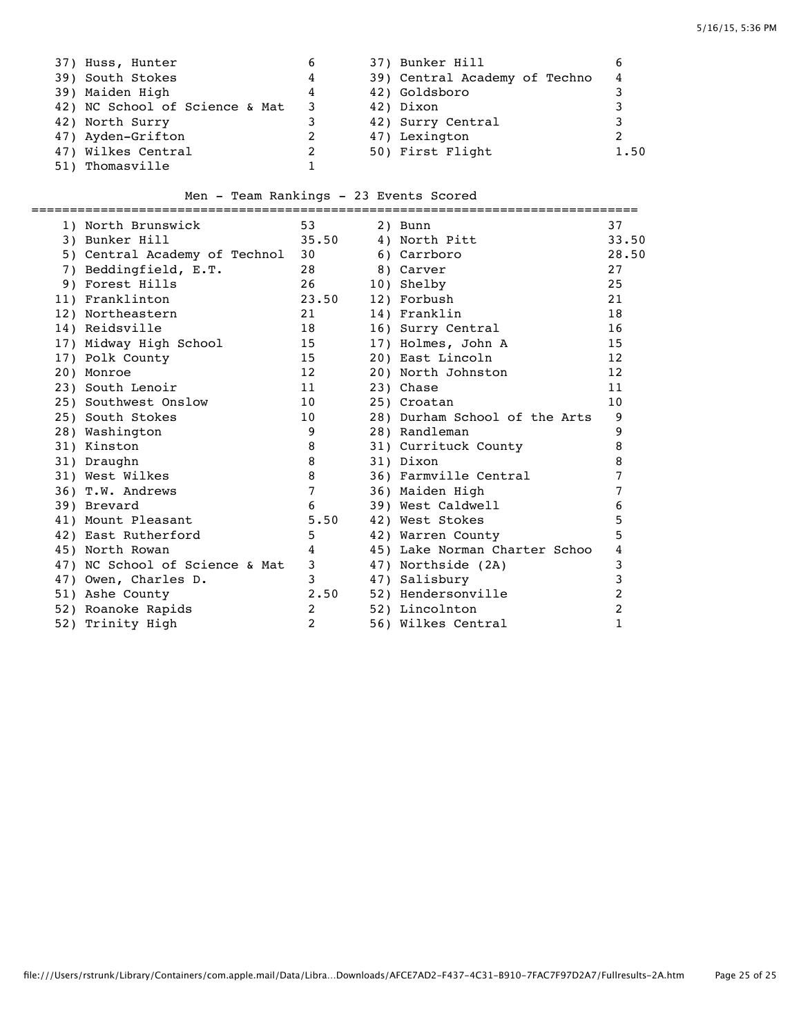| | | | |
|---|---|---|---|
| 37) Huss, Hunter | 6 | 37) Bunker Hill | 6 |
| 39) South Stokes | 4 | 39) Central Academy of Techno | 4 |
| 39) Maiden High | 4 | 42) Goldsboro | 3 |
| 42) NC School of Science & Mat | 3 | 42) Dixon | 3 |
| 42) North Surry | 3 | 42) Surry Central | 3 |
| 47) Ayden-Grifton | 2 | 47) Lexington | 2 |
| 47) Wilkes Central | 2 | 50) First Flight | 1.50 |
| 51) Thomasville | 1 | | |

## Men - Team Rankings - 23 Events Scored

| | | | |
|---|---|---|---|
| 1) North Brunswick | 53 | 2) Bunn | 37 |
| 3) Bunker Hill | 35.50 | 4) North Pitt | 33.50 |
| 5) Central Academy of Technol | 30 | 6) Carrboro | 28.50 |
| 7) Beddingfield, E.T. | 28 | 8) Carver | 27 |
| 9) Forest Hills | 26 | 10) Shelby | 25 |
| 11) Franklinton | 23.50 | 12) Forbush | 21 |
| 12) Northeastern | 21 | 14) Franklin | 18 |
| 14) Reidsville | 18 | 16) Surry Central | 16 |
| 17) Midway High School | 15 | 17) Holmes, John A | 15 |
| 17) Polk County | 15 | 20) East Lincoln | 12 |
| 20) Monroe | 12 | 20) North Johnston | 12 |
| 23) South Lenoir | 11 | 23) Chase | 11 |
| 25) Southwest Onslow | 10 | 25) Croatan | 10 |
| 25) South Stokes | 10 | 28) Durham School of the Arts | 9 |
| 28) Washington | 9 | 28) Randleman | 9 |
| 31) Kinston | 8 | 31) Currituck County | 8 |
| 31) Draughn | 8 | 31) Dixon | 8 |
| 31) West Wilkes | 8 | 36) Farmville Central | 7 |
| 36) T.W. Andrews | 7 | 36) Maiden High | 7 |
| 39) Brevard | 6 | 39) West Caldwell | 6 |
| 41) Mount Pleasant | 5.50 | 42) West Stokes | 5 |
| 42) East Rutherford | 5 | 42) Warren County | 5 |
| 45) North Rowan | 4 | 45) Lake Norman Charter Schoo | 4 |
| 47) NC School of Science & Mat | 3 | 47) Northside (2A) | 3 |
| 47) Owen, Charles D. | 3 | 47) Salisbury | 3 |
| 51) Ashe County | 2.50 | 52) Hendersonville | 2 |
| 52) Roanoke Rapids | 2 | 52) Lincolnton | 2 |
| 52) Trinity High | 2 | 56) Wilkes Central | 1 |